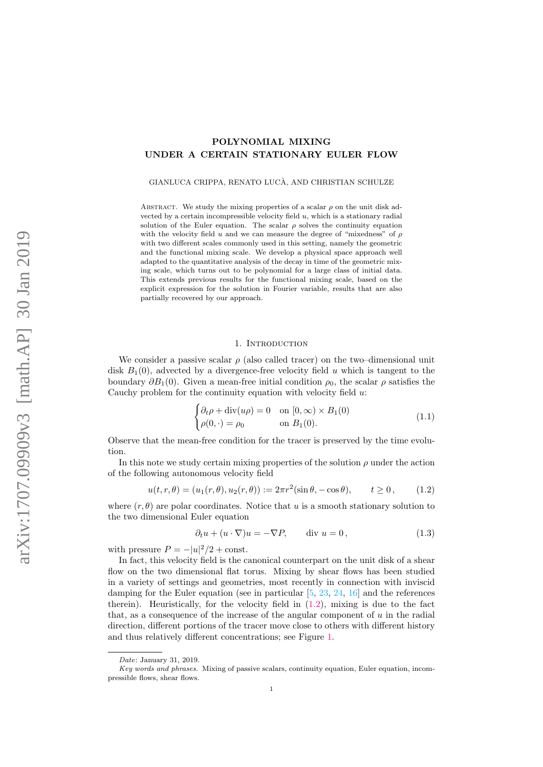# POLYNOMIAL MIXING UNDER A CERTAIN STATIONARY EULER FLOW

GIANLUCA CRIPPA, RENATO LUCÀ, AND CHRISTIAN SCHULZE

Abstract. We study the mixing properties of a scalar $\rho$ on the unit disk advected by a certain incompressible velocity field $u$, which is a stationary radial solution of the Euler equation. The scalar $\rho$ solves the continuity equation with the velocity field $u$ and we can measure the degree of "mixedness" of $\rho$ with two different scales commonly used in this setting, namely the geometric and the functional mixing scale. We develop a physical space approach well adapted to the quantitative analysis of the decay in time of the geometric mixing scale, which turns out to be polynomial for a large class of initial data. This extends previous results for the functional mixing scale, based on the explicit expression for the solution in Fourier variable, results that are also partially recovered by our approach.

## 1. Introduction

We consider a passive scalar $\rho$ (also called tracer) on the two–dimensional unit disk $B_1(0)$, advected by a divergence-free velocity field $u$ which is tangent to the boundary $\partial B_1(0)$. Given a mean-free initial condition $\rho_0$, the scalar $\rho$ satisfies the Cauchy problem for the continuity equation with velocity field $u$:

$$\begin{cases} \partial_t \rho + \operatorname{div}(u\rho) = 0 & \text{on } [0,\infty) \times B_1(0) \\ \rho(0,\cdot) = \rho_0 & \text{on } B_1(0). \end{cases} \tag{1.1}$$

Observe that the mean-free condition for the tracer is preserved by the time evolution.

In this note we study certain mixing properties of the solution $\rho$ under the action of the following autonomous velocity field

$$u(t,r,\theta) = (u_1(r,\theta), u_2(r,\theta)) := 2\pi r^2(\sin\theta, -\cos\theta), \qquad t \geq 0\,, \tag{1.2}$$

where $(r,\theta)$ are polar coordinates. Notice that $u$ is a smooth stationary solution to the two dimensional Euler equation

$$\partial_t u + (u \cdot \nabla)u = -\nabla P, \qquad \text{div } u = 0\,, \tag{1.3}$$

with pressure $P = -|u|^2/2 + \text{const}$.

In fact, this velocity field is the canonical counterpart on the unit disk of a shear flow on the two dimensional flat torus. Mixing by shear flows has been studied in a variety of settings and geometries, most recently in connection with inviscid damping for the Euler equation (see in particular [5, 23, 24, 16] and the references therein). Heuristically, for the velocity field in (1.2), mixing is due to the fact that, as a consequence of the increase of the angular component of $u$ in the radial direction, different portions of the tracer move close to others with different history and thus relatively different concentrations; see Figure 1.

---

*Date*: January 31, 2019.

*Key words and phrases.* Mixing of passive scalars, continuity equation, Euler equation, incompressible flows, shear flows.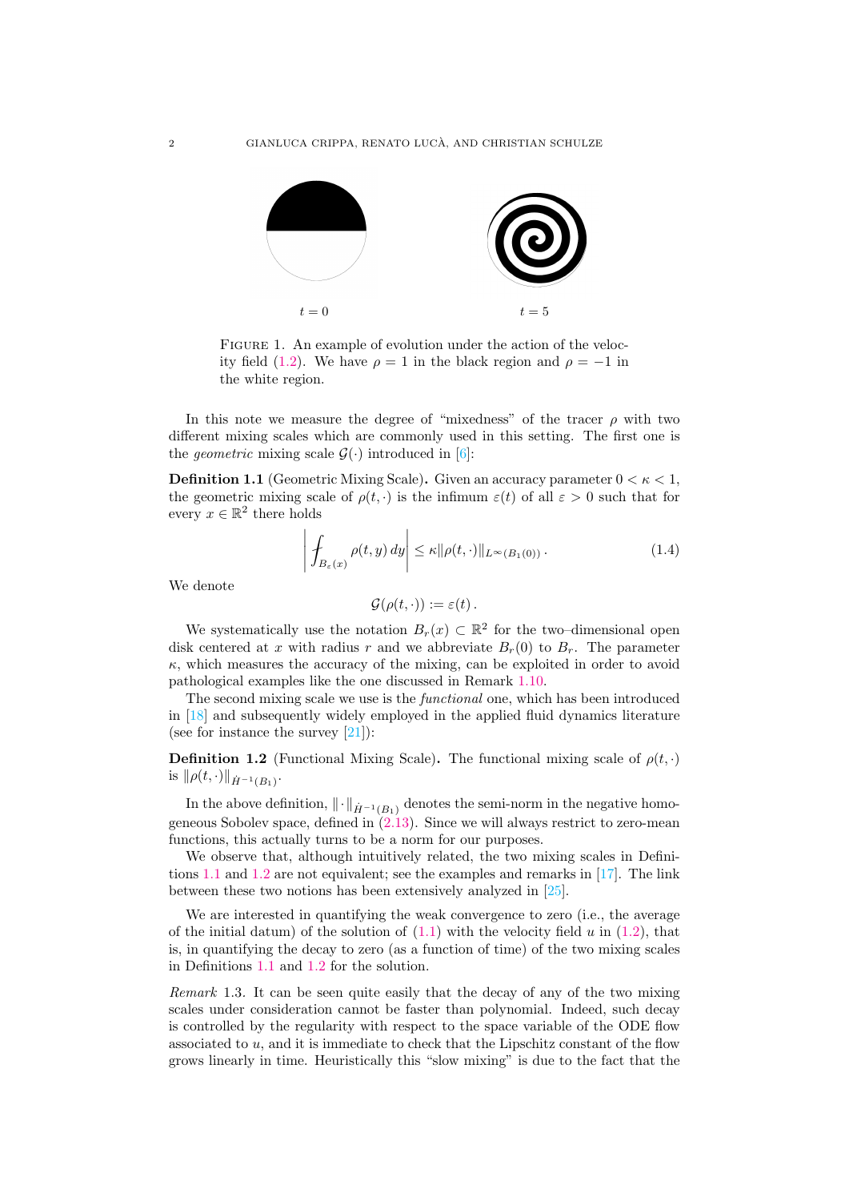$t = 0$ $\qquad\qquad$ $t = 5$

FIGURE 1. An example of evolution under the action of the velocity field (1.2). We have $\rho = 1$ in the black region and $\rho = -1$ in the white region.

In this note we measure the degree of "mixedness" of the tracer $\rho$ with two different mixing scales which are commonly used in this setting. The first one is the *geometric* mixing scale $\mathcal{G}(\cdot)$ introduced in [6]:

**Definition 1.1** (Geometric Mixing Scale)**.** Given an accuracy parameter $0 < \kappa < 1$, the geometric mixing scale of $\rho(t, \cdot)$ is the infimum $\varepsilon(t)$ of all $\varepsilon > 0$ such that for every $x \in \mathbb{R}^2$ there holds

$$\left| \fint_{B_\varepsilon(x)} \rho(t, y)\, dy \right| \leq \kappa \|\rho(t, \cdot)\|_{L^\infty(B_1(0))} . \tag{1.4}$$

We denote

$$\mathcal{G}(\rho(t, \cdot)) := \varepsilon(t) .$$

We systematically use the notation $B_r(x) \subset \mathbb{R}^2$ for the two–dimensional open disk centered at $x$ with radius $r$ and we abbreviate $B_r(0)$ to $B_r$. The parameter $\kappa$, which measures the accuracy of the mixing, can be exploited in order to avoid pathological examples like the one discussed in Remark 1.10.

The second mixing scale we use is the *functional* one, which has been introduced in [18] and subsequently widely employed in the applied fluid dynamics literature (see for instance the survey [21]):

**Definition 1.2** (Functional Mixing Scale)**.** The functional mixing scale of $\rho(t, \cdot)$ is $\|\rho(t, \cdot)\|_{\dot{H}^{-1}(B_1)}$.

In the above definition, $\|\cdot\|_{\dot{H}^{-1}(B_1)}$ denotes the semi-norm in the negative homogeneous Sobolev space, defined in (2.13). Since we will always restrict to zero-mean functions, this actually turns to be a norm for our purposes.

We observe that, although intuitively related, the two mixing scales in Definitions 1.1 and 1.2 are not equivalent; see the examples and remarks in [17]. The link between these two notions has been extensively analyzed in [25].

We are interested in quantifying the weak convergence to zero (i.e., the average of the initial datum) of the solution of (1.1) with the velocity field $u$ in (1.2), that is, in quantifying the decay to zero (as a function of time) of the two mixing scales in Definitions 1.1 and 1.2 for the solution.

*Remark* 1.3. It can be seen quite easily that the decay of any of the two mixing scales under consideration cannot be faster than polynomial. Indeed, such decay is controlled by the regularity with respect to the space variable of the ODE flow associated to $u$, and it is immediate to check that the Lipschitz constant of the flow grows linearly in time. Heuristically this "slow mixing" is due to the fact that the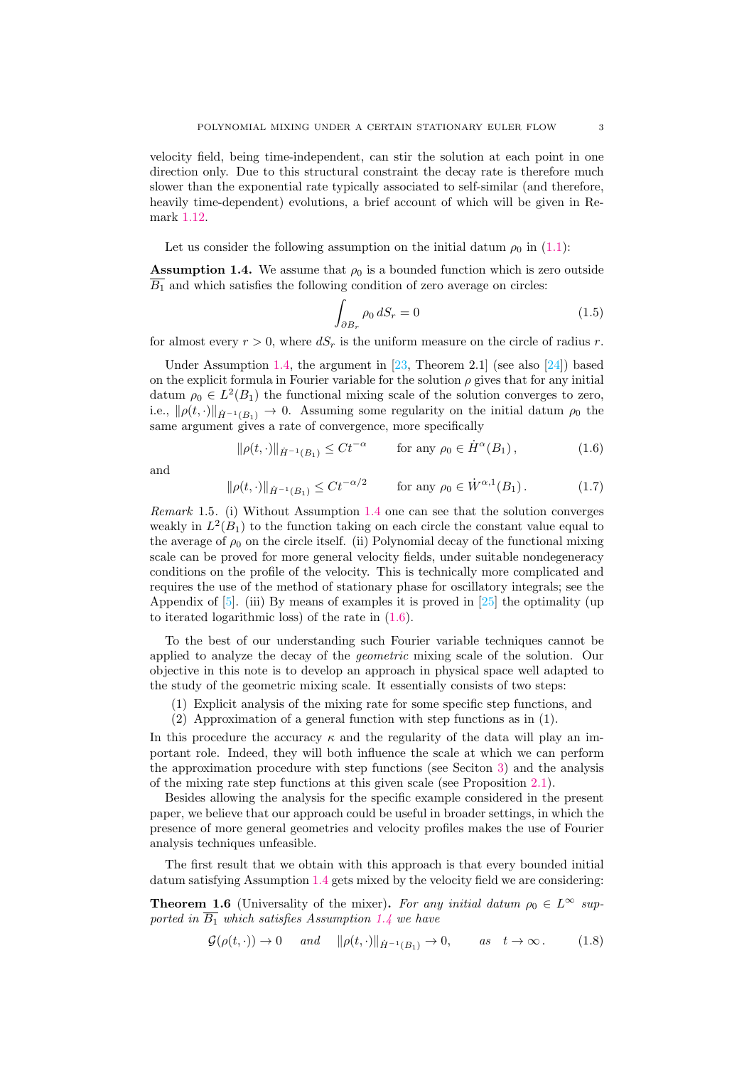velocity field, being time-independent, can stir the solution at each point in one direction only. Due to this structural constraint the decay rate is therefore much slower than the exponential rate typically associated to self-similar (and therefore, heavily time-dependent) evolutions, a brief account of which will be given in Remark 1.12.

Let us consider the following assumption on the initial datum $\rho_0$ in (1.1):

**Assumption 1.4.** We assume that $\rho_0$ is a bounded function which is zero outside $\overline{B_1}$ and which satisfies the following condition of zero average on circles:

$$\int_{\partial B_r} \rho_0 \, dS_r = 0 \tag{1.5}$$

for almost every $r > 0$, where $dS_r$ is the uniform measure on the circle of radius $r$.

Under Assumption 1.4, the argument in [23, Theorem 2.1] (see also [24]) based on the explicit formula in Fourier variable for the solution $\rho$ gives that for any initial datum $\rho_0 \in L^2(B_1)$ the functional mixing scale of the solution converges to zero, i.e., $\|\rho(t,\cdot)\|_{\dot{H}^{-1}(B_1)} \to 0$. Assuming some regularity on the initial datum $\rho_0$ the same argument gives a rate of convergence, more specifically

$$\|\rho(t,\cdot)\|_{\dot{H}^{-1}(B_1)} \leq Ct^{-\alpha} \qquad \text{for any } \rho_0 \in \dot{H}^{\alpha}(B_1)\,, \tag{1.6}$$

and

$$\|\rho(t,\cdot)\|_{\dot{H}^{-1}(B_1)} \leq Ct^{-\alpha/2} \qquad \text{for any } \rho_0 \in \dot{W}^{\alpha,1}(B_1)\,. \tag{1.7}$$

*Remark* 1.5. (i) Without Assumption 1.4 one can see that the solution converges weakly in $L^2(B_1)$ to the function taking on each circle the constant value equal to the average of $\rho_0$ on the circle itself. (ii) Polynomial decay of the functional mixing scale can be proved for more general velocity fields, under suitable nondegeneracy conditions on the profile of the velocity. This is technically more complicated and requires the use of the method of stationary phase for oscillatory integrals; see the Appendix of [5]. (iii) By means of examples it is proved in [25] the optimality (up to iterated logarithmic loss) of the rate in (1.6).

To the best of our understanding such Fourier variable techniques cannot be applied to analyze the decay of the *geometric* mixing scale of the solution. Our objective in this note is to develop an approach in physical space well adapted to the study of the geometric mixing scale. It essentially consists of two steps:

(1) Explicit analysis of the mixing rate for some specific step functions, and
(2) Approximation of a general function with step functions as in (1).

In this procedure the accuracy $\kappa$ and the regularity of the data will play an important role. Indeed, they will both influence the scale at which we can perform the approximation procedure with step functions (see Seciton 3) and the analysis of the mixing rate step functions at this given scale (see Proposition 2.1).

Besides allowing the analysis for the specific example considered in the present paper, we believe that our approach could be useful in broader settings, in which the presence of more general geometries and velocity profiles makes the use of Fourier analysis techniques unfeasible.

The first result that we obtain with this approach is that every bounded initial datum satisfying Assumption 1.4 gets mixed by the velocity field we are considering:

**Theorem 1.6** (Universality of the mixer)**.** *For any initial datum $\rho_0 \in L^\infty$ supported in $\overline{B_1}$ which satisfies Assumption 1.4 we have*

$$\mathcal{G}(\rho(t,\cdot)) \to 0 \quad \text{ and } \quad \|\rho(t,\cdot)\|_{\dot{H}^{-1}(B_1)} \to 0, \qquad \text{as} \quad t \to \infty\,. \tag{1.8}$$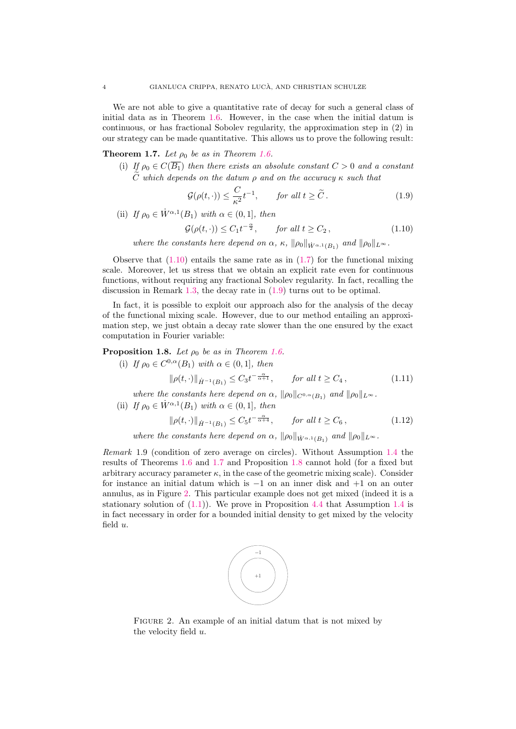We are not able to give a quantitative rate of decay for such a general class of initial data as in Theorem 1.6. However, in the case when the initial datum is continuous, or has fractional Sobolev regularity, the approximation step in (2) in our strategy can be made quantitative. This allows us to prove the following result:

**Theorem 1.7.** *Let $\rho_0$ be as in Theorem 1.6.*

(i) *If $\rho_0 \in C(\overline{B_1})$ then there exists an absolute constant $C > 0$ and a constant $\widetilde{C}$ which depends on the datum $\rho$ and on the accuracy $\kappa$ such that*
$$\mathcal{G}(\rho(t,\cdot)) \leq \frac{C}{\kappa^2} t^{-1}, \qquad \text{for all } t \geq \widetilde{C}\,. \tag{1.9}$$

(ii) *If $\rho_0 \in \dot{W}^{\alpha,1}(B_1)$ with $\alpha \in (0,1]$, then*
$$\mathcal{G}(\rho(t,\cdot)) \leq C_1 t^{-\frac{\alpha}{2}}, \qquad \text{for all } t \geq C_2\,, \tag{1.10}$$
*where the constants here depend on $\alpha$, $\kappa$, $\|\rho_0\|_{\dot{W}^{\alpha,1}(B_1)}$ and $\|\rho_0\|_{L^\infty}$.*

Observe that (1.10) entails the same rate as in (1.7) for the functional mixing scale. Moreover, let us stress that we obtain an explicit rate even for continuous functions, without requiring any fractional Sobolev regularity. In fact, recalling the discussion in Remark 1.3, the decay rate in (1.9) turns out to be optimal.

In fact, it is possible to exploit our approach also for the analysis of the decay of the functional mixing scale. However, due to our method entailing an approximation step, we just obtain a decay rate slower than the one ensured by the exact computation in Fourier variable:

**Proposition 1.8.** *Let $\rho_0$ be as in Theorem 1.6.*

(i) *If $\rho_0 \in C^{0,\alpha}(B_1)$ with $\alpha \in (0,1]$, then*
$$\|\rho(t,\cdot)\|_{\dot{H}^{-1}(B_1)} \leq C_3 t^{-\frac{\alpha}{\alpha+1}}, \qquad \text{for all } t \geq C_4\,, \tag{1.11}$$
*where the constants here depend on $\alpha$, $\|\rho_0\|_{C^{0,\alpha}(B_1)}$ and $\|\rho_0\|_{L^\infty}$.*

(ii) *If $\rho_0 \in \dot{W}^{\alpha,1}(B_1)$ with $\alpha \in (0,1]$, then*
$$\|\rho(t,\cdot)\|_{\dot{H}^{-1}(B_1)} \leq C_5 t^{-\frac{\alpha}{\alpha+4}}, \qquad \text{for all } t \geq C_6\,, \tag{1.12}$$
*where the constants here depend on $\alpha$, $\|\rho_0\|_{\dot{W}^{\alpha,1}(B_1)}$ and $\|\rho_0\|_{L^\infty}$.*

*Remark* 1.9 (condition of zero average on circles). Without Assumption 1.4 the results of Theorems 1.6 and 1.7 and Proposition 1.8 cannot hold (for a fixed but arbitrary accuracy parameter $\kappa$, in the case of the geometric mixing scale). Consider for instance an initial datum which is $-1$ on an inner disk and $+1$ on an outer annulus, as in Figure 2. This particular example does not get mixed (indeed it is a stationary solution of (1.1)). We prove in Proposition 4.4 that Assumption 1.4 is in fact necessary in order for a bounded initial density to get mixed by the velocity field $u$.

FIGURE 2. An example of an initial datum that is not mixed by the velocity field $u$.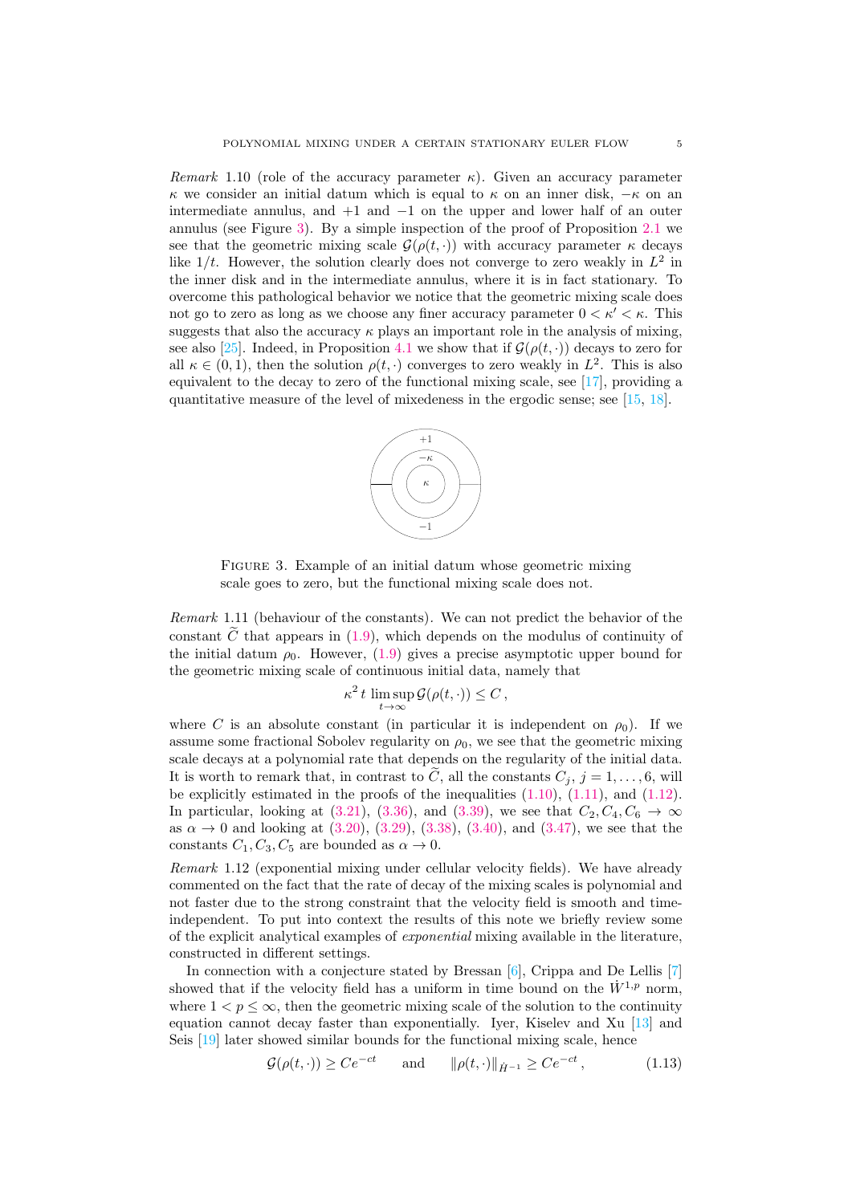*Remark* 1.10 (role of the accuracy parameter $\kappa$). Given an accuracy parameter $\kappa$ we consider an initial datum which is equal to $\kappa$ on an inner disk, $-\kappa$ on an intermediate annulus, and $+1$ and $-1$ on the upper and lower half of an outer annulus (see Figure 3). By a simple inspection of the proof of Proposition 2.1 we see that the geometric mixing scale $\mathcal{G}(\rho(t,\cdot))$ with accuracy parameter $\kappa$ decays like $1/t$. However, the solution clearly does not converge to zero weakly in $L^2$ in the inner disk and in the intermediate annulus, where it is in fact stationary. To overcome this pathological behavior we notice that the geometric mixing scale does not go to zero as long as we choose any finer accuracy parameter $0 < \kappa' < \kappa$. This suggests that also the accuracy $\kappa$ plays an important role in the analysis of mixing, see also [25]. Indeed, in Proposition 4.1 we show that if $\mathcal{G}(\rho(t,\cdot))$ decays to zero for all $\kappa \in (0,1)$, then the solution $\rho(t,\cdot)$ converges to zero weakly in $L^2$. This is also equivalent to the decay to zero of the functional mixing scale, see [17], providing a quantitative measure of the level of mixedeness in the ergodic sense; see [15, 18].

Figure 3. Example of an initial datum whose geometric mixing scale goes to zero, but the functional mixing scale does not.

*Remark* 1.11 (behaviour of the constants). We can not predict the behavior of the constant $\widetilde{C}$ that appears in (1.9), which depends on the modulus of continuity of the initial datum $\rho_0$. However, (1.9) gives a precise asymptotic upper bound for the geometric mixing scale of continuous initial data, namely that

$$\kappa^2\, t \limsup_{t\to\infty} \mathcal{G}(\rho(t,\cdot)) \le C\,,$$

where $C$ is an absolute constant (in particular it is independent on $\rho_0$). If we assume some fractional Sobolev regularity on $\rho_0$, we see that the geometric mixing scale decays at a polynomial rate that depends on the regularity of the initial data. It is worth to remark that, in contrast to $\widetilde{C}$, all the constants $C_j$, $j = 1, \dots, 6$, will be explicitly estimated in the proofs of the inequalities (1.10), (1.11), and (1.12). In particular, looking at (3.21), (3.36), and (3.39), we see that $C_2, C_4, C_6 \to \infty$ as $\alpha \to 0$ and looking at (3.20), (3.29), (3.38), (3.40), and (3.47), we see that the constants $C_1, C_3, C_5$ are bounded as $\alpha \to 0$.

*Remark* 1.12 (exponential mixing under cellular velocity fields). We have already commented on the fact that the rate of decay of the mixing scales is polynomial and not faster due to the strong constraint that the velocity field is smooth and time-independent. To put into context the results of this note we briefly review some of the explicit analytical examples of *exponential* mixing available in the literature, constructed in different settings.

In connection with a conjecture stated by Bressan [6], Crippa and De Lellis [7] showed that if the velocity field has a uniform in time bound on the $\dot{W}^{1,p}$ norm, where $1 < p \le \infty$, then the geometric mixing scale of the solution to the continuity equation cannot decay faster than exponentially. Iyer, Kiselev and Xu [13] and Seis [19] later showed similar bounds for the functional mixing scale, hence

$$\mathcal{G}(\rho(t,\cdot)) \ge Ce^{-ct} \qquad \text{and} \qquad \|\rho(t,\cdot)\|_{\dot{H}^{-1}} \ge Ce^{-ct}\,, \tag{1.13}$$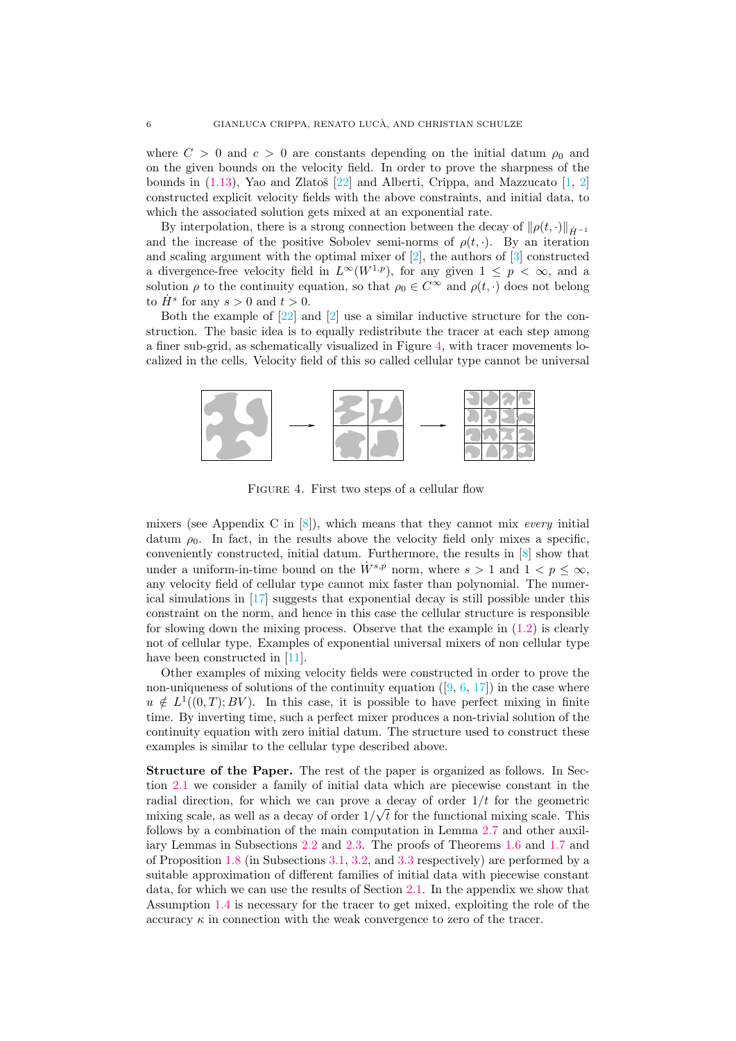where $C > 0$ and $c > 0$ are constants depending on the initial datum $\rho_0$ and on the given bounds on the velocity field. In order to prove the sharpness of the bounds in (1.13), Yao and Zlatoš [22] and Alberti, Crippa, and Mazzucato [1, 2] constructed explicit velocity fields with the above constraints, and initial data, to which the associated solution gets mixed at an exponential rate.

By interpolation, there is a strong connection between the decay of $\|\rho(t,\cdot)\|_{\dot{H}^{-1}}$ and the increase of the positive Sobolev semi-norms of $\rho(t,\cdot)$. By an iteration and scaling argument with the optimal mixer of [2], the authors of [3] constructed a divergence-free velocity field in $L^\infty(W^{1,p})$, for any given $1 \leq p < \infty$, and a solution $\rho$ to the continuity equation, so that $\rho_0 \in C^\infty$ and $\rho(t,\cdot)$ does not belong to $\dot{H}^s$ for any $s > 0$ and $t > 0$.

Both the example of [22] and [2] use a similar inductive structure for the construction. The basic idea is to equally redistribute the tracer at each step among a finer sub-grid, as schematically visualized in Figure 4, with tracer movements localized in the cells. Velocity field of this so called cellular type cannot be universal

FIGURE 4. First two steps of a cellular flow

mixers (see Appendix C in [8]), which means that they cannot mix *every* initial datum $\rho_0$. In fact, in the results above the velocity field only mixes a specific, conveniently constructed, initial datum. Furthermore, the results in [8] show that under a uniform-in-time bound on the $\dot{W}^{s,p}$ norm, where $s > 1$ and $1 < p \leq \infty$, any velocity field of cellular type cannot mix faster than polynomial. The numerical simulations in [17] suggests that exponential decay is still possible under this constraint on the norm, and hence in this case the cellular structure is responsible for slowing down the mixing process. Observe that the example in (1.2) is clearly not of cellular type. Examples of exponential universal mixers of non cellular type have been constructed in [11].

Other examples of mixing velocity fields were constructed in order to prove the non-uniqueness of solutions of the continuity equation ([9, 6, 17]) in the case where $u \notin L^1((0,T);BV)$. In this case, it is possible to have perfect mixing in finite time. By inverting time, such a perfect mixer produces a non-trivial solution of the continuity equation with zero initial datum. The structure used to construct these examples is similar to the cellular type described above.

**Structure of the Paper.** The rest of the paper is organized as follows. In Section 2.1 we consider a family of initial data which are piecewise constant in the radial direction, for which we can prove a decay of order $1/t$ for the geometric mixing scale, as well as a decay of order $1/\sqrt{t}$ for the functional mixing scale. This follows by a combination of the main computation in Lemma 2.7 and other auxiliary Lemmas in Subsections 2.2 and 2.3. The proofs of Theorems 1.6 and 1.7 and of Proposition 1.8 (in Subsections 3.1, 3.2, and 3.3 respectively) are performed by a suitable approximation of different families of initial data with piecewise constant data, for which we can use the results of Section 2.1. In the appendix we show that Assumption 1.4 is necessary for the tracer to get mixed, exploiting the role of the accuracy $\kappa$ in connection with the weak convergence to zero of the tracer.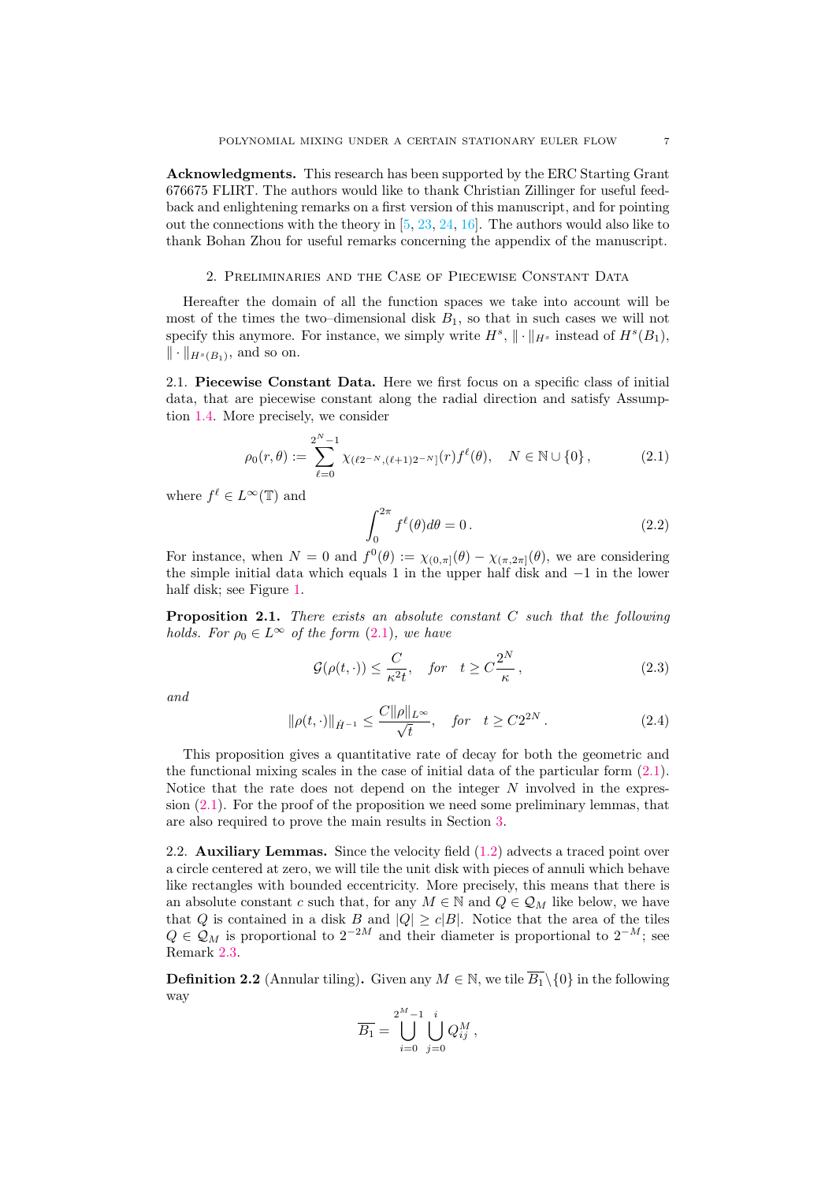**Acknowledgments.** This research has been supported by the ERC Starting Grant 676675 FLIRT. The authors would like to thank Christian Zillinger for useful feedback and enlightening remarks on a first version of this manuscript, and for pointing out the connections with the theory in [5, 23, 24, 16]. The authors would also like to thank Bohan Zhou for useful remarks concerning the appendix of the manuscript.

## 2. Preliminaries and the Case of Piecewise Constant Data

Hereafter the domain of all the function spaces we take into account will be most of the times the two–dimensional disk $B_1$, so that in such cases we will not specify this anymore. For instance, we simply write $H^s$, $\|\cdot\|_{H^s}$ instead of $H^s(B_1)$, $\|\cdot\|_{H^s(B_1)}$, and so on.

2.1. **Piecewise Constant Data.** Here we first focus on a specific class of initial data, that are piecewise constant along the radial direction and satisfy Assumption 1.4. More precisely, we consider

$$\rho_0(r,\theta) := \sum_{\ell=0}^{2^N-1} \chi_{(\ell 2^{-N},(\ell+1)2^{-N}]}(r) f^\ell(\theta), \quad N \in \mathbb{N}\cup\{0\}\,, \tag{2.1}$$

where $f^\ell \in L^\infty(\mathbb{T})$ and

$$\int_0^{2\pi} f^\ell(\theta) d\theta = 0\,. \tag{2.2}$$

For instance, when $N = 0$ and $f^0(\theta) := \chi_{(0,\pi]}(\theta) - \chi_{(\pi,2\pi]}(\theta)$, we are considering the simple initial data which equals 1 in the upper half disk and $-1$ in the lower half disk; see Figure 1.

**Proposition 2.1.** *There exists an absolute constant $C$ such that the following holds. For $\rho_0 \in L^\infty$ of the form (2.1), we have*

$$\mathcal{G}(\rho(t,\cdot)) \le \frac{C}{\kappa^2 t}, \quad \text{for} \quad t \ge C\frac{2^N}{\kappa}\,, \tag{2.3}$$

*and*

$$\|\rho(t,\cdot)\|_{\dot{H}^{-1}} \le \frac{C\|\rho\|_{L^\infty}}{\sqrt{t}}, \quad \text{for} \quad t \ge C2^{2N}\,. \tag{2.4}$$

This proposition gives a quantitative rate of decay for both the geometric and the functional mixing scales in the case of initial data of the particular form (2.1). Notice that the rate does not depend on the integer $N$ involved in the expression (2.1). For the proof of the proposition we need some preliminary lemmas, that are also required to prove the main results in Section 3.

2.2. **Auxiliary Lemmas.** Since the velocity field (1.2) advects a traced point over a circle centered at zero, we will tile the unit disk with pieces of annuli which behave like rectangles with bounded eccentricity. More precisely, this means that there is an absolute constant $c$ such that, for any $M \in \mathbb{N}$ and $Q \in \mathcal{Q}_M$ like below, we have that $Q$ is contained in a disk $B$ and $|Q| \ge c|B|$. Notice that the area of the tiles $Q \in \mathcal{Q}_M$ is proportional to $2^{-2M}$ and their diameter is proportional to $2^{-M}$; see Remark 2.3.

**Definition 2.2** (Annular tiling)**.** Given any $M \in \mathbb{N}$, we tile $\overline{B_1}\setminus\{0\}$ in the following way

$$\overline{B_1} = \bigcup_{i=0}^{2^M-1} \bigcup_{j=0}^{i} Q_{ij}^M\,,$$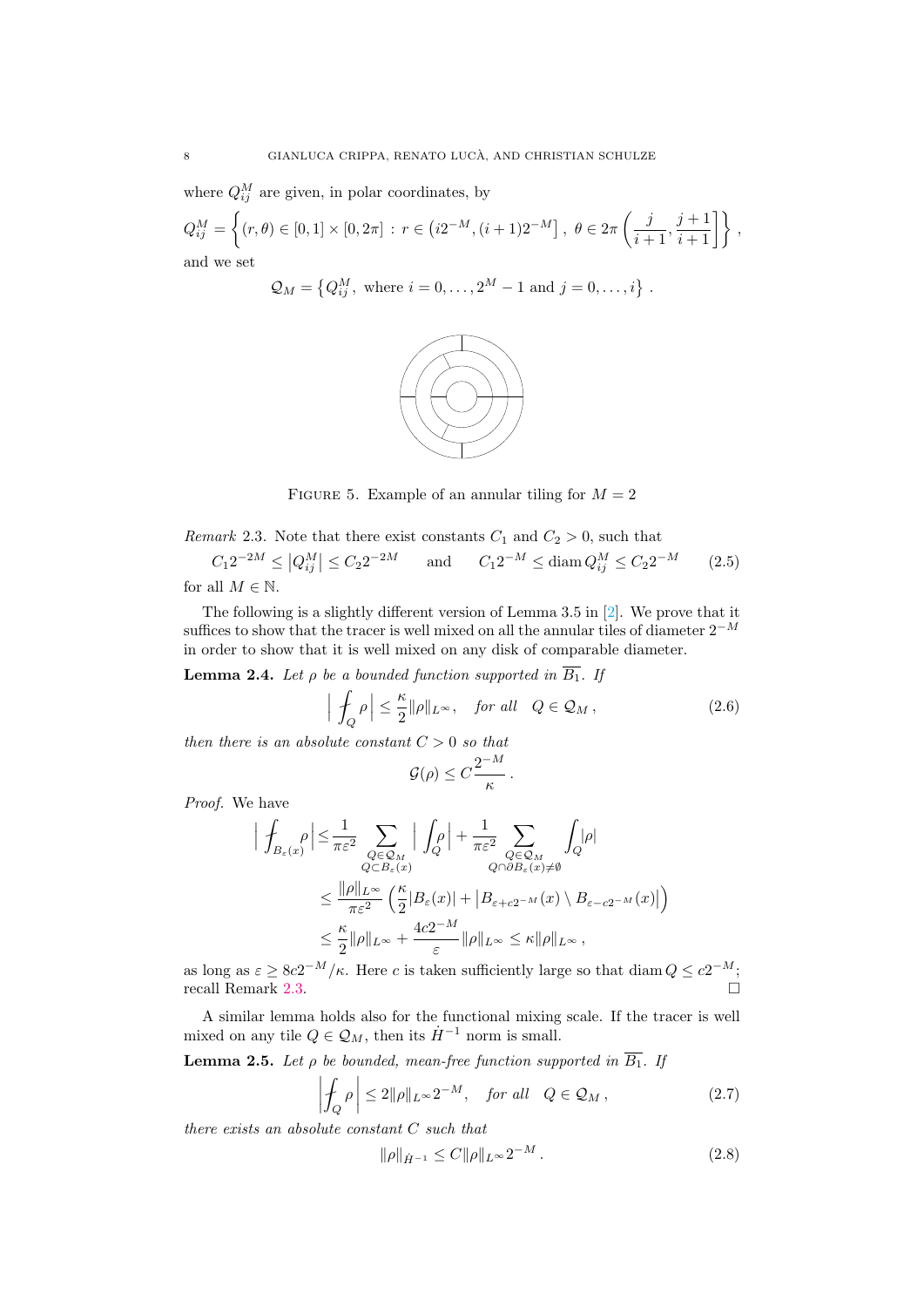where $Q_{ij}^M$ are given, in polar coordinates, by

$$Q_{ij}^M = \left\{ (r, \theta) \in [0,1] \times [0, 2\pi] \, : \, r \in \left(i2^{-M}, (i+1)2^{-M}\right], \; \theta \in 2\pi \left( \frac{j}{i+1}, \frac{j+1}{i+1} \right] \right\} ,$$

and we set

$$\mathcal{Q}_M = \left\{ Q_{ij}^M , \text{ where } i = 0, \ldots, 2^M - 1 \text{ and } j = 0, \ldots, i \right\} .$$

Figure 5. Example of an annular tiling for $M = 2$

*Remark* 2.3. Note that there exist constants $C_1$ and $C_2 > 0$, such that

$$C_1 2^{-2M} \leq \left| Q_{ij}^M \right| \leq C_2 2^{-2M} \qquad \text{and} \qquad C_1 2^{-M} \leq \operatorname{diam} Q_{ij}^M \leq C_2 2^{-M} \tag{2.5}$$

for all $M \in \mathbb{N}$.

The following is a slightly different version of Lemma 3.5 in [2]. We prove that it suffices to show that the tracer is well mixed on all the annular tiles of diameter $2^{-M}$ in order to show that it is well mixed on any disk of comparable diameter.

**Lemma 2.4.** *Let $\rho$ be a bounded function supported in $\overline{B_1}$. If*

$$\Big| \fint_Q \rho \Big| \leq \frac{\kappa}{2} \|\rho\|_{L^\infty} , \quad \text{for all} \quad Q \in \mathcal{Q}_M , \tag{2.6}$$

*then there is an absolute constant $C > 0$ so that*

$$\mathcal{G}(\rho) \leq C \frac{2^{-M}}{\kappa} .$$

*Proof.* We have

$$\begin{aligned}
\Big| \fint_{B_\varepsilon(x)} \rho \Big| &\leq \frac{1}{\pi \varepsilon^2} \sum_{\substack{Q \in \mathcal{Q}_M \\ Q \subset B_\varepsilon(x)}} \Big| \int_Q \rho \Big| + \frac{1}{\pi \varepsilon^2} \sum_{\substack{Q \in \mathcal{Q}_M \\ Q \cap \partial B_\varepsilon(x) \neq \emptyset}} \int_Q |\rho| \\
&\leq \frac{\|\rho\|_{L^\infty}}{\pi \varepsilon^2} \left( \frac{\kappa}{2} |B_\varepsilon(x)| + \left| B_{\varepsilon + c2^{-M}}(x) \setminus B_{\varepsilon - c2^{-M}}(x) \right| \right) \\
&\leq \frac{\kappa}{2} \|\rho\|_{L^\infty} + \frac{4c2^{-M}}{\varepsilon} \|\rho\|_{L^\infty} \leq \kappa \|\rho\|_{L^\infty} ,
\end{aligned}$$

as long as $\varepsilon \geq 8c2^{-M}/\kappa$. Here $c$ is taken sufficiently large so that $\operatorname{diam} Q \leq c2^{-M}$; recall Remark 2.3. $\square$

A similar lemma holds also for the functional mixing scale. If the tracer is well mixed on any tile $Q \in \mathcal{Q}_M$, then its $\dot{H}^{-1}$ norm is small.

**Lemma 2.5.** *Let $\rho$ be bounded, mean-free function supported in $\overline{B_1}$. If*

$$\left| \fint_Q \rho \right| \leq 2 \|\rho\|_{L^\infty} 2^{-M} , \quad \text{for all} \quad Q \in \mathcal{Q}_M , \tag{2.7}$$

*there exists an absolute constant $C$ such that*

$$\|\rho\|_{\dot{H}^{-1}} \leq C \|\rho\|_{L^\infty} 2^{-M} . \tag{2.8}$$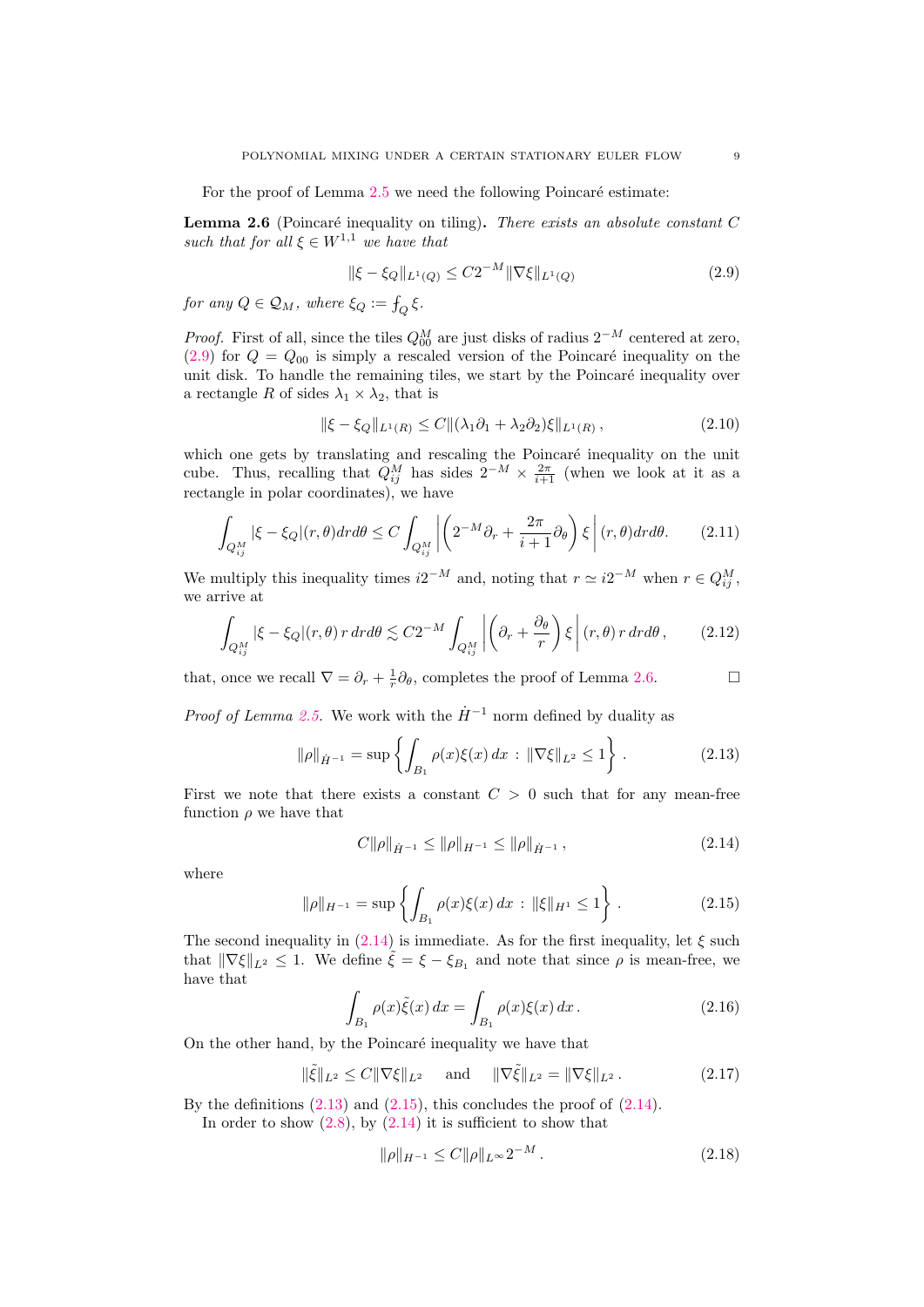For the proof of Lemma 2.5 we need the following Poincaré estimate:

**Lemma 2.6** (Poincaré inequality on tiling)**.** *There exists an absolute constant $C$ such that for all $\xi \in W^{1,1}$ we have that*

$$\|\xi - \xi_Q\|_{L^1(Q)} \leq C 2^{-M} \|\nabla \xi\|_{L^1(Q)} \tag{2.9}$$

*for any $Q \in \mathcal{Q}_M$, where $\xi_Q := \fint_Q \xi$.*

*Proof.* First of all, since the tiles $Q^M_{00}$ are just disks of radius $2^{-M}$ centered at zero, (2.9) for $Q = Q_{00}$ is simply a rescaled version of the Poincaré inequality on the unit disk. To handle the remaining tiles, we start by the Poincaré inequality over a rectangle $R$ of sides $\lambda_1 \times \lambda_2$, that is

$$\|\xi - \xi_Q\|_{L^1(R)} \leq C \|(\lambda_1 \partial_1 + \lambda_2 \partial_2)\xi\|_{L^1(R)}\,, \tag{2.10}$$

which one gets by translating and rescaling the Poincaré inequality on the unit cube. Thus, recalling that $Q^M_{ij}$ has sides $2^{-M} \times \frac{2\pi}{i+1}$ (when we look at it as a rectangle in polar coordinates), we have

$$\int_{Q^M_{ij}} |\xi - \xi_Q|(r,\theta) dr d\theta \leq C \int_{Q^M_{ij}} \left| \left( 2^{-M} \partial_r + \frac{2\pi}{i+1} \partial_\theta \right) \xi \right| (r,\theta) dr d\theta. \tag{2.11}$$

We multiply this inequality times $i 2^{-M}$ and, noting that $r \simeq i 2^{-M}$ when $r \in Q^M_{ij}$, we arrive at

$$\int_{Q^M_{ij}} |\xi - \xi_Q|(r,\theta)\, r\, dr d\theta \lesssim C 2^{-M} \int_{Q^M_{ij}} \left| \left( \partial_r + \frac{\partial_\theta}{r} \right) \xi \right| (r,\theta)\, r\, dr d\theta\,, \tag{2.12}$$

that, once we recall $\nabla = \partial_r + \frac{1}{r}\partial_\theta$, completes the proof of Lemma 2.6. $\square$

*Proof of Lemma 2.5.* We work with the $\dot{H}^{-1}$ norm defined by duality as

$$\|\rho\|_{\dot{H}^{-1}} = \sup \left\{ \int_{B_1} \rho(x)\xi(x)\, dx \,:\, \|\nabla \xi\|_{L^2} \leq 1 \right\}. \tag{2.13}$$

First we note that there exists a constant $C > 0$ such that for any mean-free function $\rho$ we have that

$$C\|\rho\|_{\dot{H}^{-1}} \leq \|\rho\|_{H^{-1}} \leq \|\rho\|_{\dot{H}^{-1}}\,, \tag{2.14}$$

where

$$\|\rho\|_{H^{-1}} = \sup \left\{ \int_{B_1} \rho(x)\xi(x)\, dx \,:\, \|\xi\|_{H^1} \leq 1 \right\}. \tag{2.15}$$

The second inequality in (2.14) is immediate. As for the first inequality, let $\xi$ such that $\|\nabla \xi\|_{L^2} \leq 1$. We define $\tilde{\xi} = \xi - \xi_{B_1}$ and note that since $\rho$ is mean-free, we have that

$$\int_{B_1} \rho(x)\tilde{\xi}(x)\, dx = \int_{B_1} \rho(x)\xi(x)\, dx\,. \tag{2.16}$$

On the other hand, by the Poincaré inequality we have that

$$\|\tilde{\xi}\|_{L^2} \leq C\|\nabla \xi\|_{L^2} \quad \text{ and } \quad \|\nabla \tilde{\xi}\|_{L^2} = \|\nabla \xi\|_{L^2}\,. \tag{2.17}$$

By the definitions (2.13) and (2.15), this concludes the proof of (2.14).

In order to show (2.8), by (2.14) it is sufficient to show that

$$\|\rho\|_{H^{-1}} \leq C\|\rho\|_{L^\infty} 2^{-M}\,. \tag{2.18}$$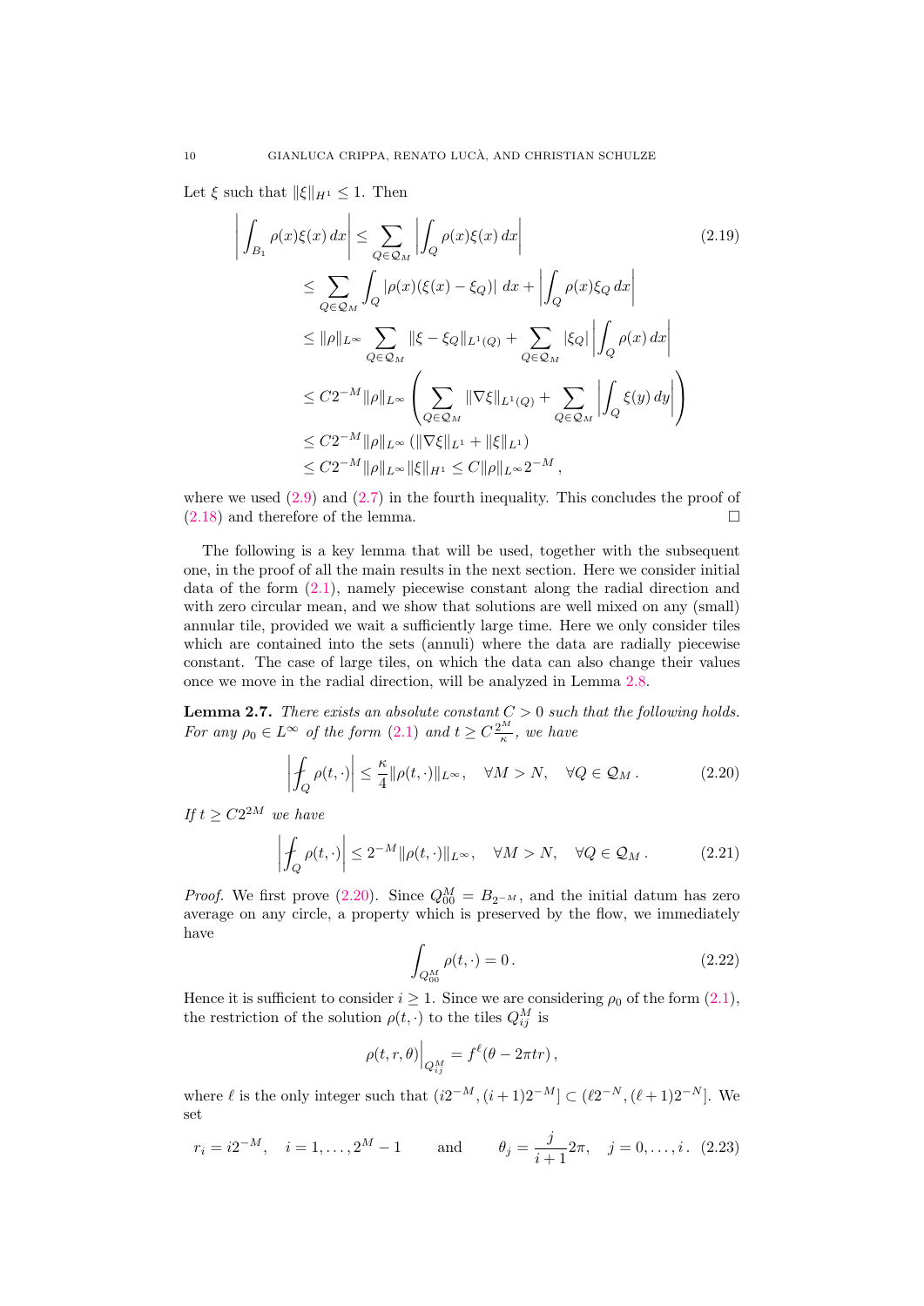Let $\xi$ such that $\|\xi\|_{H^1} \leq 1$. Then

$$
\begin{aligned}
\left| \int_{B_1} \rho(x)\xi(x)\,dx \right| &\leq \sum_{Q\in\mathcal{Q}_M} \left| \int_Q \rho(x)\xi(x)\,dx \right| \qquad (2.19)\\
&\leq \sum_{Q\in\mathcal{Q}_M} \int_Q |\rho(x)(\xi(x)-\xi_Q)|\,dx + \left| \int_Q \rho(x)\xi_Q\,dx \right| \\
&\leq \|\rho\|_{L^\infty} \sum_{Q\in\mathcal{Q}_M} \|\xi-\xi_Q\|_{L^1(Q)} + \sum_{Q\in\mathcal{Q}_M} |\xi_Q| \left| \int_Q \rho(x)\,dx \right| \\
&\leq C2^{-M}\|\rho\|_{L^\infty} \left( \sum_{Q\in\mathcal{Q}_M} \|\nabla\xi\|_{L^1(Q)} + \sum_{Q\in\mathcal{Q}_M} \left| \int_Q \xi(y)\,dy \right| \right) \\
&\leq C2^{-M}\|\rho\|_{L^\infty} \left( \|\nabla\xi\|_{L^1} + \|\xi\|_{L^1} \right) \\
&\leq C2^{-M}\|\rho\|_{L^\infty}\|\xi\|_{H^1} \leq C\|\rho\|_{L^\infty}2^{-M},
\end{aligned}
$$

where we used (2.9) and (2.7) in the fourth inequality. This concludes the proof of (2.18) and therefore of the lemma. $\square$

The following is a key lemma that will be used, together with the subsequent one, in the proof of all the main results in the next section. Here we consider initial data of the form (2.1), namely piecewise constant along the radial direction and with zero circular mean, and we show that solutions are well mixed on any (small) annular tile, provided we wait a sufficiently large time. Here we only consider tiles which are contained into the sets (annuli) where the data are radially piecewise constant. The case of large tiles, on which the data can also change their values once we move in the radial direction, will be analyzed in Lemma 2.8.

**Lemma 2.7.** *There exists an absolute constant $C > 0$ such that the following holds. For any $\rho_0 \in L^\infty$ of the form (2.1) and $t \geq C\frac{2^M}{\kappa}$, we have*

$$
\left| \fint_Q \rho(t,\cdot) \right| \leq \frac{\kappa}{4}\|\rho(t,\cdot)\|_{L^\infty}, \quad \forall M > N, \quad \forall Q \in \mathcal{Q}_M\,. \qquad (2.20)
$$

*If $t \geq C2^{2M}$ we have*

$$
\left| \fint_Q \rho(t,\cdot) \right| \leq 2^{-M}\|\rho(t,\cdot)\|_{L^\infty}, \quad \forall M > N, \quad \forall Q \in \mathcal{Q}_M\,. \qquad (2.21)
$$

*Proof.* We first prove (2.20). Since $Q^M_{00} = B_{2^{-M}}$, and the initial datum has zero average on any circle, a property which is preserved by the flow, we immediately have

$$
\int_{Q^M_{00}} \rho(t,\cdot) = 0\,. \qquad (2.22)
$$

Hence it is sufficient to consider $i \geq 1$. Since we are considering $\rho_0$ of the form (2.1), the restriction of the solution $\rho(t,\cdot)$ to the tiles $Q^M_{ij}$ is

$$
\rho(t,r,\theta)\Big|_{Q^M_{ij}} = f^\ell(\theta - 2\pi t r)\,,
$$

where $\ell$ is the only integer such that $(i2^{-M},(i+1)2^{-M}] \subset (\ell 2^{-N},(\ell+1)2^{-N}]$. We set

$$
r_i = i2^{-M}, \quad i = 1,\ldots,2^M-1 \qquad \text{and} \qquad \theta_j = \frac{j}{i+1}2\pi, \quad j = 0,\ldots,i\,. \qquad (2.23)
$$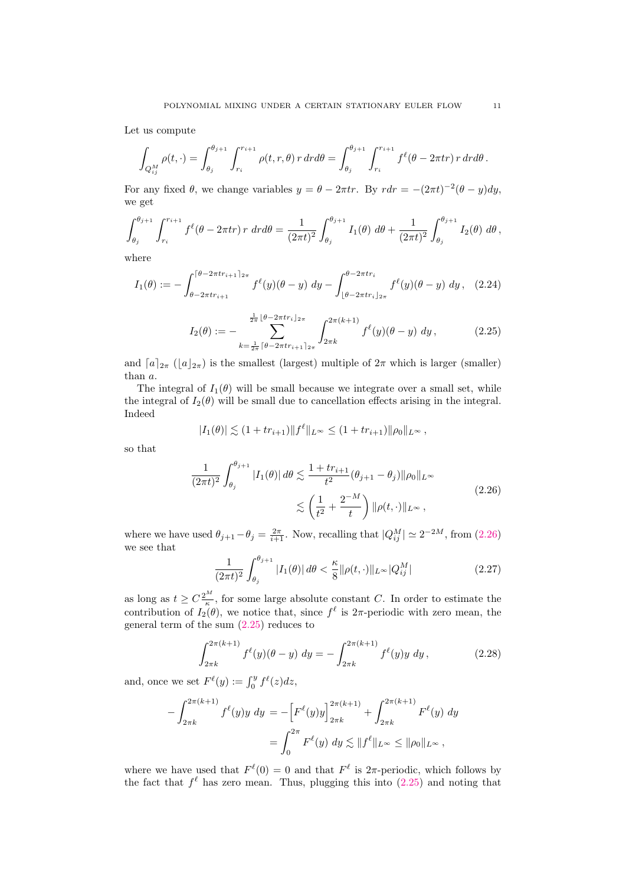Let us compute

$$\int_{Q_{ij}^M} \rho(t,\cdot) = \int_{\theta_j}^{\theta_{j+1}} \int_{r_i}^{r_{i+1}} \rho(t,r,\theta)\, r\, dr d\theta = \int_{\theta_j}^{\theta_{j+1}} \int_{r_i}^{r_{i+1}} f^\ell(\theta - 2\pi t r)\, r\, dr d\theta\,.$$

For any fixed $\theta$, we change variables $y = \theta - 2\pi t r$. By $r dr = -(2\pi t)^{-2}(\theta - y) dy$, we get

$$\int_{\theta_j}^{\theta_{j+1}} \int_{r_i}^{r_{i+1}} f^\ell(\theta - 2\pi t r)\, r\ dr d\theta = \frac{1}{(2\pi t)^2}\int_{\theta_j}^{\theta_{j+1}} I_1(\theta)\ d\theta + \frac{1}{(2\pi t)^2}\int_{\theta_j}^{\theta_{j+1}} I_2(\theta)\ d\theta\,,$$

where

$$I_1(\theta) := -\int_{\theta - 2\pi t r_{i+1}}^{\lceil \theta - 2\pi t r_{i+1}\rceil_{2\pi}} f^\ell(y)(\theta - y)\ dy - \int_{\lfloor \theta - 2\pi t r_i \rfloor_{2\pi}}^{\theta - 2\pi t r_i} f^\ell(y)(\theta - y)\ dy\,, \quad (2.24)$$

$$I_2(\theta) := -\sum_{k = \frac{1}{2\pi}\lceil \theta - 2\pi t r_{i+1}\rceil_{2\pi}}^{\frac{1}{2\pi}\lfloor \theta - 2\pi t r_i \rfloor_{2\pi}} \int_{2\pi k}^{2\pi(k+1)} f^\ell(y)(\theta - y)\ dy\,, \quad (2.25)$$

and $\lceil a \rceil_{2\pi}$ ($\lfloor a \rfloor_{2\pi}$) is the smallest (largest) multiple of $2\pi$ which is larger (smaller) than $a$.

The integral of $I_1(\theta)$ will be small because we integrate over a small set, while the integral of $I_2(\theta)$ will be small due to cancellation effects arising in the integral. Indeed

$$|I_1(\theta)| \lesssim (1 + t r_{i+1})\|f^\ell\|_{L^\infty} \le (1 + t r_{i+1})\|\rho_0\|_{L^\infty}\,,$$

so that

$$\begin{aligned}\frac{1}{(2\pi t)^2}\int_{\theta_j}^{\theta_{j+1}} |I_1(\theta)|\, d\theta &\lesssim \frac{1 + t r_{i+1}}{t^2}(\theta_{j+1} - \theta_j)\|\rho_0\|_{L^\infty} \\ &\lesssim \left(\frac{1}{t^2} + \frac{2^{-M}}{t}\right)\|\rho(t,\cdot)\|_{L^\infty}\,,\end{aligned} \quad (2.26)$$

where we have used $\theta_{j+1} - \theta_j = \frac{2\pi}{i+1}$. Now, recalling that $|Q_{ij}^M| \simeq 2^{-2M}$, from (2.26) we see that

$$\frac{1}{(2\pi t)^2}\int_{\theta_j}^{\theta_{j+1}} |I_1(\theta)|\, d\theta < \frac{\kappa}{8}\|\rho(t,\cdot)\|_{L^\infty}|Q_{ij}^M| \quad (2.27)$$

as long as $t \ge C\frac{2^M}{\kappa}$, for some large absolute constant $C$. In order to estimate the contribution of $I_2(\theta)$, we notice that, since $f^\ell$ is $2\pi$-periodic with zero mean, the general term of the sum (2.25) reduces to

$$\int_{2\pi k}^{2\pi(k+1)} f^\ell(y)(\theta - y)\ dy = -\int_{2\pi k}^{2\pi(k+1)} f^\ell(y) y\ dy\,, \quad (2.28)$$

and, once we set $F^\ell(y) := \int_0^y f^\ell(z) dz$,

$$\begin{aligned}-\int_{2\pi k}^{2\pi(k+1)} f^\ell(y) y\ dy &= -\Big[F^\ell(y) y\Big]_{2\pi k}^{2\pi(k+1)} + \int_{2\pi k}^{2\pi(k+1)} F^\ell(y)\ dy \\ &= \int_0^{2\pi} F^\ell(y)\ dy \lesssim \|f^\ell\|_{L^\infty} \le \|\rho_0\|_{L^\infty}\,,\end{aligned}$$

where we have used that $F^\ell(0) = 0$ and that $F^\ell$ is $2\pi$-periodic, which follows by the fact that $f^\ell$ has zero mean. Thus, plugging this into (2.25) and noting that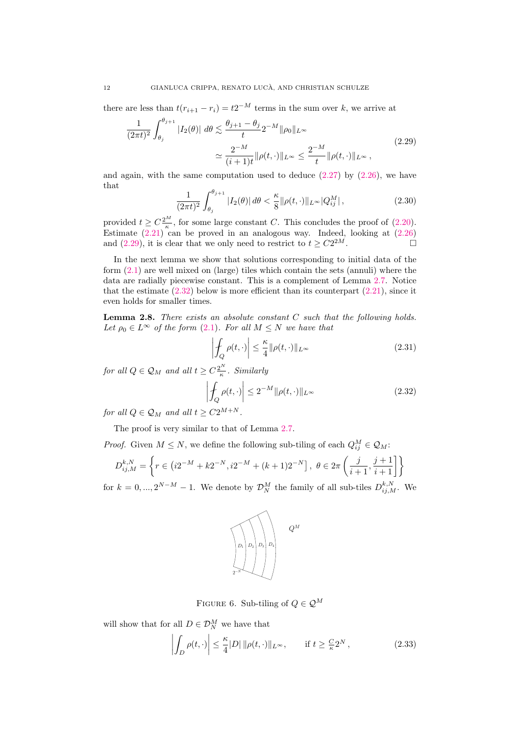there are less than $t(r_{i+1} - r_i) = t2^{-M}$ terms in the sum over $k$, we arrive at

$$
\begin{aligned}
\frac{1}{(2\pi t)^2} \int_{\theta_j}^{\theta_{j+1}} |I_2(\theta)| \, d\theta &\lesssim \frac{\theta_{j+1} - \theta_j}{t} 2^{-M} \|\rho_0\|_{L^\infty} \\
&\simeq \frac{2^{-M}}{(i+1)t} \|\rho(t,\cdot)\|_{L^\infty} \leq \frac{2^{-M}}{t} \|\rho(t,\cdot)\|_{L^\infty} \,,
\end{aligned}
\tag{2.29}
$$

and again, with the same computation used to deduce (2.27) by (2.26), we have that

$$
\frac{1}{(2\pi t)^2} \int_{\theta_j}^{\theta_{j+1}} |I_2(\theta)| \, d\theta < \frac{\kappa}{8} \|\rho(t,\cdot)\|_{L^\infty} |Q_{ij}^M| \,, \tag{2.30}
$$

provided $t \geq C \frac{2^M}{\kappa}$, for some large constant $C$. This concludes the proof of (2.20). Estimate (2.21) can be proved in an analogous way. Indeed, looking at (2.26) and (2.29), it is clear that we only need to restrict to $t \geq C 2^{2M}$. □

In the next lemma we show that solutions corresponding to initial data of the form (2.1) are well mixed on (large) tiles which contain the sets (annuli) where the data are radially piecewise constant. This is a complement of Lemma 2.7. Notice that the estimate (2.32) below is more efficient than its counterpart (2.21), since it even holds for smaller times.

**Lemma 2.8.** *There exists an absolute constant $C$ such that the following holds. Let $\rho_0 \in L^\infty$ of the form (2.1). For all $M \leq N$ we have that*

$$
\left| \fint_Q \rho(t,\cdot) \right| \leq \frac{\kappa}{4} \|\rho(t,\cdot)\|_{L^\infty} \tag{2.31}
$$

*for all $Q \in \mathcal{Q}_M$ and all $t \geq C \frac{2^N}{\kappa}$. Similarly*

$$
\left| \fint_Q \rho(t,\cdot) \right| \leq 2^{-M} \|\rho(t,\cdot)\|_{L^\infty} \tag{2.32}
$$

*for all $Q \in \mathcal{Q}_M$ and all $t \geq C 2^{M+N}$.*

The proof is very similar to that of Lemma 2.7.

*Proof.* Given $M \leq N$, we define the following sub-tiling of each $Q_{ij}^M \in \mathcal{Q}_M$:

$$
D_{ij,M}^{k,N} = \left\{ r \in \left(i2^{-M} + k2^{-N}, i2^{-M} + (k+1)2^{-N}\right] , \ \theta \in 2\pi \left( \frac{j}{i+1}, \frac{j+1}{i+1} \right] \right\}
$$

for $k = 0, ..., 2^{N-M} - 1$. We denote by $\mathcal{D}_N^M$ the family of all sub-tiles $D_{ij,M}^{k,N}$. We will show that for all $D \in \mathcal{D}_N^M$ we have that

FIGURE 6. Sub-tiling of $Q \in \mathcal{Q}^M$

$$
\left| \int_D \rho(t,\cdot) \right| \leq \frac{\kappa}{4} |D| \, \|\rho(t,\cdot)\|_{L^\infty} , \qquad \text{if } t \geq \tfrac{C}{\kappa} 2^N \,, \tag{2.33}
$$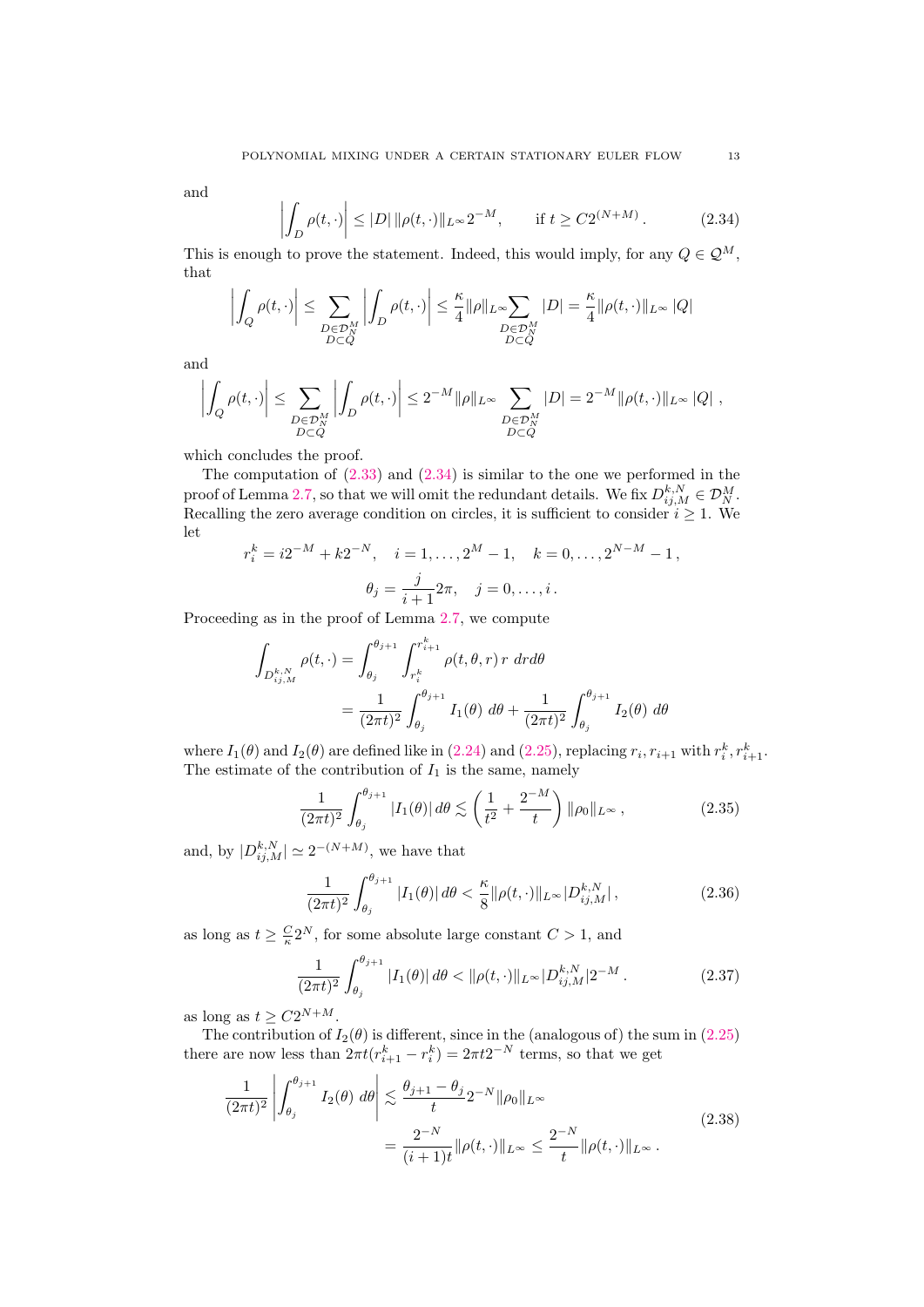and

$$\left|\int_D \rho(t,\cdot)\right| \le |D|\,\|\rho(t,\cdot)\|_{L^\infty} 2^{-M}, \qquad \text{if } t \ge C2^{(N+M)}\,. \tag{2.34}$$

This is enough to prove the statement. Indeed, this would imply, for any $Q \in \mathcal{Q}^M$, that

$$\left|\int_Q \rho(t,\cdot)\right| \le \sum_{\substack{D\in\mathcal{D}_N^M\\ D\subset Q}} \left|\int_D \rho(t,\cdot)\right| \le \frac{\kappa}{4}\|\rho\|_{L^\infty} \sum_{\substack{D\in\mathcal{D}_N^M\\ D\subset Q}} |D| = \frac{\kappa}{4}\|\rho(t,\cdot)\|_{L^\infty}\,|Q|$$

and

$$\left|\int_Q \rho(t,\cdot)\right| \le \sum_{\substack{D\in\mathcal{D}_N^M\\ D\subset Q}} \left|\int_D \rho(t,\cdot)\right| \le 2^{-M}\|\rho\|_{L^\infty} \sum_{\substack{D\in\mathcal{D}_N^M\\ D\subset Q}} |D| = 2^{-M}\|\rho(t,\cdot)\|_{L^\infty}\,|Q|\,,$$

which concludes the proof.

The computation of (2.33) and (2.34) is similar to the one we performed in the proof of Lemma 2.7, so that we will omit the redundant details. We fix $D^{k,N}_{ij,M} \in \mathcal{D}^M_N$. Recalling the zero average condition on circles, it is sufficient to consider $i \ge 1$. We let

$$r_i^k = i2^{-M} + k2^{-N}, \quad i = 1,\dots,2^M-1, \quad k = 0,\dots,2^{N-M}-1\,,$$

$$\theta_j = \frac{j}{i+1}2\pi, \quad j = 0,\dots,i\,.$$

Proceeding as in the proof of Lemma 2.7, we compute

$$\begin{aligned}
\int_{D^{k,N}_{ij,M}} \rho(t,\cdot) &= \int_{\theta_j}^{\theta_{j+1}} \int_{r_i^k}^{r_{i+1}^k} \rho(t,\theta,r)\,r\;dr d\theta \\
&= \frac{1}{(2\pi t)^2}\int_{\theta_j}^{\theta_{j+1}} I_1(\theta)\;d\theta + \frac{1}{(2\pi t)^2}\int_{\theta_j}^{\theta_{j+1}} I_2(\theta)\;d\theta
\end{aligned}$$

where $I_1(\theta)$ and $I_2(\theta)$ are defined like in (2.24) and (2.25), replacing $r_i, r_{i+1}$ with $r_i^k, r_{i+1}^k$. The estimate of the contribution of $I_1$ is the same, namely

$$\frac{1}{(2\pi t)^2}\int_{\theta_j}^{\theta_{j+1}} |I_1(\theta)|\,d\theta \lesssim \left(\frac{1}{t^2} + \frac{2^{-M}}{t}\right)\|\rho_0\|_{L^\infty}\,, \tag{2.35}$$

and, by $|D^{k,N}_{ij,M}| \simeq 2^{-(N+M)}$, we have that

$$\frac{1}{(2\pi t)^2}\int_{\theta_j}^{\theta_{j+1}} |I_1(\theta)|\,d\theta < \frac{\kappa}{8}\|\rho(t,\cdot)\|_{L^\infty}|D^{k,N}_{ij,M}|\,, \tag{2.36}$$

as long as $t \ge \frac{C}{\kappa}2^N$, for some absolute large constant $C > 1$, and

$$\frac{1}{(2\pi t)^2}\int_{\theta_j}^{\theta_{j+1}} |I_1(\theta)|\,d\theta < \|\rho(t,\cdot)\|_{L^\infty}|D^{k,N}_{ij,M}|2^{-M}\,. \tag{2.37}$$

as long as $t \ge C2^{N+M}$.

The contribution of $I_2(\theta)$ is different, since in the (analogous of) the sum in (2.25) there are now less than $2\pi t(r_{i+1}^k - r_i^k) = 2\pi t 2^{-N}$ terms, so that we get

$$\begin{aligned}
\frac{1}{(2\pi t)^2}\left|\int_{\theta_j}^{\theta_{j+1}} I_2(\theta)\;d\theta\right| &\lesssim \frac{\theta_{j+1}-\theta_j}{t}2^{-N}\|\rho_0\|_{L^\infty} \\
&= \frac{2^{-N}}{(i+1)t}\|\rho(t,\cdot)\|_{L^\infty} \le \frac{2^{-N}}{t}\|\rho(t,\cdot)\|_{L^\infty}\,.
\end{aligned} \tag{2.38}$$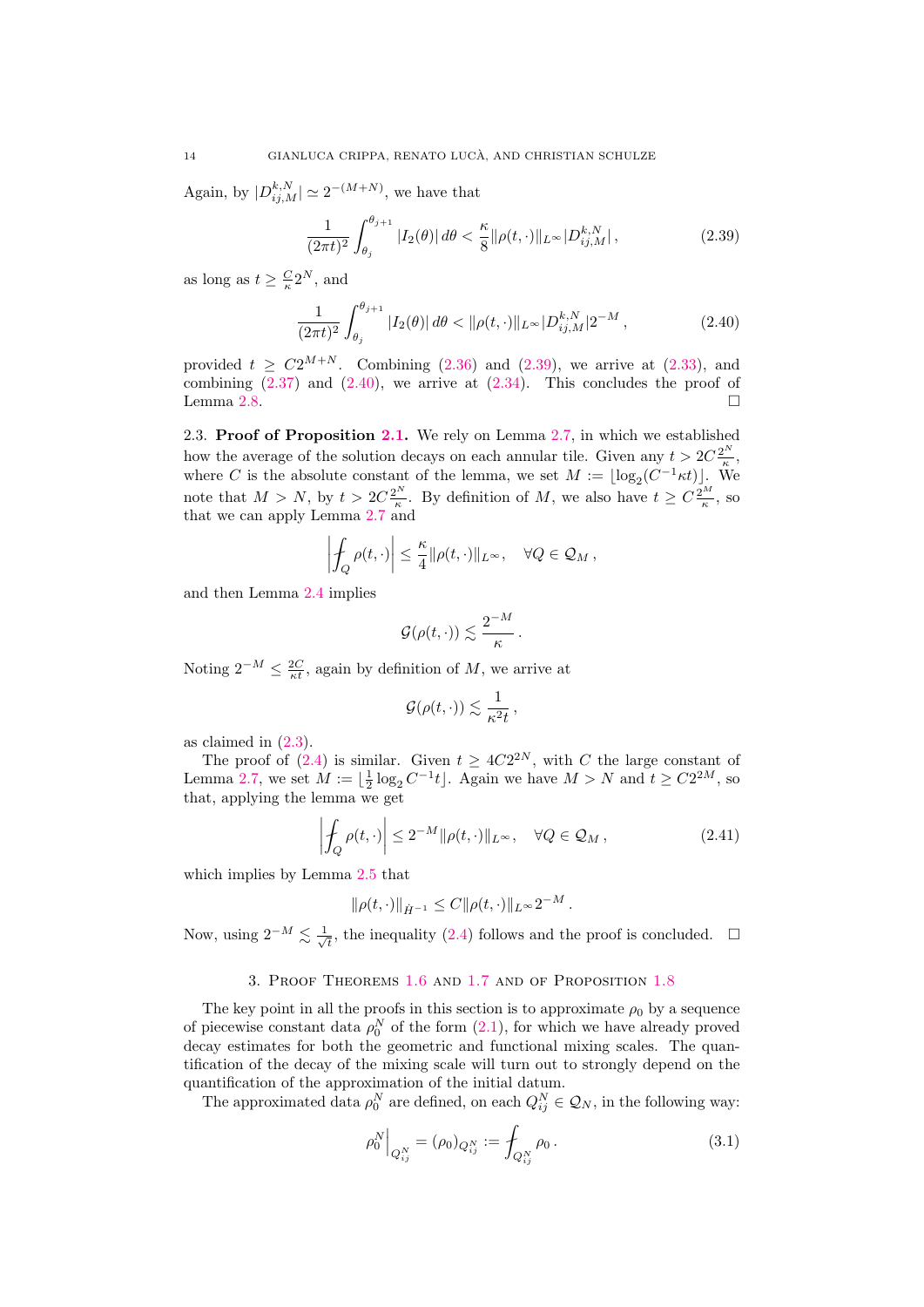Again, by $|D^{k,N}_{ij,M}| \simeq 2^{-(M+N)}$, we have that

$$\frac{1}{(2\pi t)^2} \int_{\theta_j}^{\theta_{j+1}} |I_2(\theta)|\, d\theta < \frac{\kappa}{8} \|\rho(t,\cdot)\|_{L^\infty} |D^{k,N}_{ij,M}|\,, \tag{2.39}$$

as long as $t \geq \frac{C}{\kappa} 2^N$, and

$$\frac{1}{(2\pi t)^2} \int_{\theta_j}^{\theta_{j+1}} |I_2(\theta)|\, d\theta < \|\rho(t,\cdot)\|_{L^\infty} |D^{k,N}_{ij,M}| 2^{-M}\,, \tag{2.40}$$

provided $t \geq C 2^{M+N}$. Combining (2.36) and (2.39), we arrive at (2.33), and combining (2.37) and (2.40), we arrive at (2.34). This concludes the proof of Lemma 2.8. $\square$

2.3. **Proof of Proposition 2.1.** We rely on Lemma 2.7, in which we established how the average of the solution decays on each annular tile. Given any $t > 2C\frac{2^N}{\kappa}$, where $C$ is the absolute constant of the lemma, we set $M := \lfloor \log_2 (C^{-1} \kappa t) \rfloor$. We note that $M > N$, by $t > 2C\frac{2^N}{\kappa}$. By definition of $M$, we also have $t \geq C\frac{2^M}{\kappa}$, so that we can apply Lemma 2.7 and

$$\left| \fint_Q \rho(t,\cdot) \right| \leq \frac{\kappa}{4} \|\rho(t,\cdot)\|_{L^\infty}, \quad \forall Q \in \mathcal{Q}_M\,,$$

and then Lemma 2.4 implies

$$\mathcal{G}(\rho(t,\cdot)) \lesssim \frac{2^{-M}}{\kappa}\,.$$

Noting $2^{-M} \leq \frac{2C}{\kappa t}$, again by definition of $M$, we arrive at

$$\mathcal{G}(\rho(t,\cdot)) \lesssim \frac{1}{\kappa^2 t}\,,$$

as claimed in (2.3).

The proof of (2.4) is similar. Given $t \geq 4C 2^{2N}$, with $C$ the large constant of Lemma 2.7, we set $M := \lfloor \frac{1}{2} \log_2 C^{-1} t \rfloor$. Again we have $M > N$ and $t \geq C 2^{2M}$, so that, applying the lemma we get

$$\left| \fint_Q \rho(t,\cdot) \right| \leq 2^{-M} \|\rho(t,\cdot)\|_{L^\infty}, \quad \forall Q \in \mathcal{Q}_M\,, \tag{2.41}$$

which implies by Lemma 2.5 that

$$\|\rho(t,\cdot)\|_{\dot{H}^{-1}} \leq C \|\rho(t,\cdot)\|_{L^\infty} 2^{-M}\,.$$

Now, using $2^{-M} \lesssim \frac{1}{\sqrt{t}}$, the inequality (2.4) follows and the proof is concluded. $\square$

## 3. Proof Theorems 1.6 and 1.7 and of Proposition 1.8

The key point in all the proofs in this section is to approximate $\rho_0$ by a sequence of piecewise constant data $\rho_0^N$ of the form (2.1), for which we have already proved decay estimates for both the geometric and functional mixing scales. The quantification of the decay of the mixing scale will turn out to strongly depend on the quantification of the approximation of the initial datum.

The approximated data $\rho_0^N$ are defined, on each $Q^N_{ij} \in \mathcal{Q}_N$, in the following way:

$$\rho_0^N \Big|_{Q^N_{ij}} = (\rho_0)_{Q^N_{ij}} := \fint_{Q^N_{ij}} \rho_0\,. \tag{3.1}$$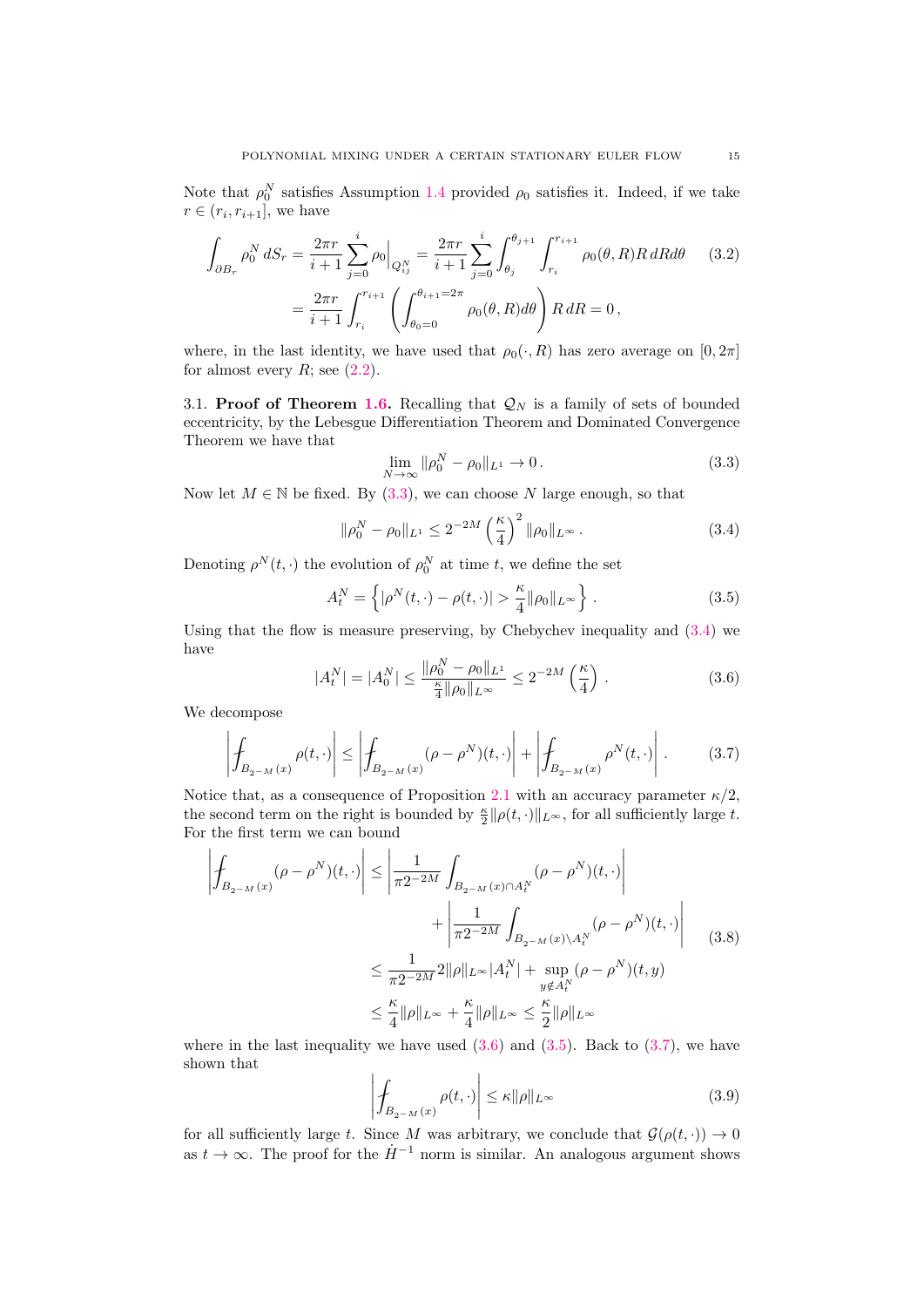Note that $\rho_0^N$ satisfies Assumption 1.4 provided $\rho_0$ satisfies it. Indeed, if we take $r \in (r_i, r_{i+1}]$, we have

$$
\begin{aligned}
\int_{\partial B_r} \rho_0^N \, dS_r &= \frac{2\pi r}{i+1} \sum_{j=0}^{i} \rho_0 \Big|_{Q_{ij}^N} = \frac{2\pi r}{i+1} \sum_{j=0}^{i} \int_{\theta_j}^{\theta_{j+1}} \int_{r_i}^{r_{i+1}} \rho_0(\theta, R) R \, dR d\theta \qquad (3.2) \\
&= \frac{2\pi r}{i+1} \int_{r_i}^{r_{i+1}} \left( \int_{\theta_0 = 0}^{\theta_{i+1} = 2\pi} \rho_0(\theta, R) d\theta \right) R \, dR = 0 \,,
\end{aligned}
$$

where, in the last identity, we have used that $\rho_0(\cdot, R)$ has zero average on $[0, 2\pi]$ for almost every $R$; see (2.2).

3.1. **Proof of Theorem 1.6.** Recalling that $\mathcal{Q}_N$ is a family of sets of bounded eccentricity, by the Lebesgue Differentiation Theorem and Dominated Convergence Theorem we have that

$$
\lim_{N \to \infty} \|\rho_0^N - \rho_0\|_{L^1} \to 0 \,. \qquad (3.3)
$$

Now let $M \in \mathbb{N}$ be fixed. By (3.3), we can choose $N$ large enough, so that

$$
\|\rho_0^N - \rho_0\|_{L^1} \le 2^{-2M} \left( \frac{\kappa}{4} \right)^2 \|\rho_0\|_{L^\infty} \,. \qquad (3.4)
$$

Denoting $\rho^N(t, \cdot)$ the evolution of $\rho_0^N$ at time $t$, we define the set

$$
A_t^N = \left\{ |\rho^N(t, \cdot) - \rho(t, \cdot)| > \frac{\kappa}{4} \|\rho_0\|_{L^\infty} \right\} \,. \qquad (3.5)
$$

Using that the flow is measure preserving, by Chebychev inequality and (3.4) we have

$$
|A_t^N| = |A_0^N| \le \frac{\|\rho_0^N - \rho_0\|_{L^1}}{\frac{\kappa}{4} \|\rho_0\|_{L^\infty}} \le 2^{-2M} \left( \frac{\kappa}{4} \right) \,. \qquad (3.6)
$$

We decompose

$$
\left| \fint_{B_{2^{-M}}(x)} \rho(t, \cdot) \right| \le \left| \fint_{B_{2^{-M}}(x)} (\rho - \rho^N)(t, \cdot) \right| + \left| \fint_{B_{2^{-M}}(x)} \rho^N(t, \cdot) \right| \,. \qquad (3.7)
$$

Notice that, as a consequence of Proposition 2.1 with an accuracy parameter $\kappa/2$, the second term on the right is bounded by $\frac{\kappa}{2} \|\rho(t, \cdot)\|_{L^\infty}$, for all sufficiently large $t$. For the first term we can bound

$$
\begin{aligned}
\left| \fint_{B_{2^{-M}}(x)} (\rho - \rho^N)(t, \cdot) \right| &\le \left| \frac{1}{\pi 2^{-2M}} \int_{B_{2^{-M}}(x) \cap A_t^N} (\rho - \rho^N)(t, \cdot) \right| \\
&\quad + \left| \frac{1}{\pi 2^{-2M}} \int_{B_{2^{-M}}(x) \setminus A_t^N} (\rho - \rho^N)(t, \cdot) \right| \qquad (3.8) \\
&\le \frac{1}{\pi 2^{-2M}} 2 \|\rho\|_{L^\infty} |A_t^N| + \sup_{y \notin A_t^N} (\rho - \rho^N)(t, y) \\
&\le \frac{\kappa}{4} \|\rho\|_{L^\infty} + \frac{\kappa}{4} \|\rho\|_{L^\infty} \le \frac{\kappa}{2} \|\rho\|_{L^\infty}
\end{aligned}
$$

where in the last inequality we have used (3.6) and (3.5). Back to (3.7), we have shown that

$$
\left| \fint_{B_{2^{-M}}(x)} \rho(t, \cdot) \right| \le \kappa \|\rho\|_{L^\infty} \qquad (3.9)
$$

for all sufficiently large $t$. Since $M$ was arbitrary, we conclude that $\mathcal{G}(\rho(t, \cdot)) \to 0$ as $t \to \infty$. The proof for the $\dot{H}^{-1}$ norm is similar. An analogous argument shows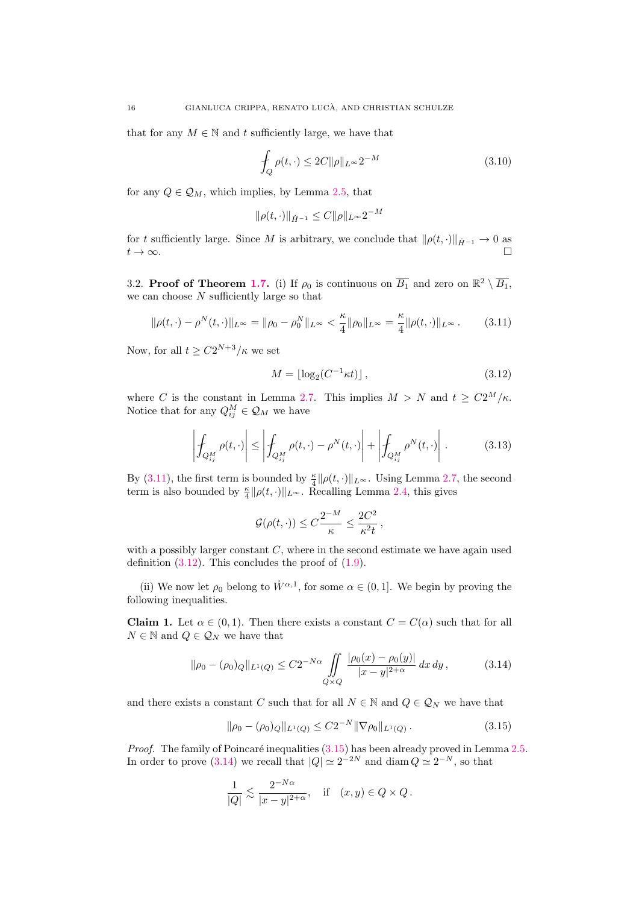that for any $M \in \mathbb{N}$ and $t$ sufficiently large, we have that

$$\fint_Q \rho(t,\cdot) \leq 2C\|\rho\|_{L^\infty} 2^{-M} \tag{3.10}$$

for any $Q \in \mathcal{Q}_M$, which implies, by Lemma 2.5, that

$$\|\rho(t,\cdot)\|_{\dot{H}^{-1}} \leq C\|\rho\|_{L^\infty} 2^{-M}$$

for $t$ sufficiently large. Since $M$ is arbitrary, we conclude that $\|\rho(t,\cdot)\|_{\dot{H}^{-1}} \to 0$ as $t \to \infty$. □

3.2. **Proof of Theorem 1.7.** (i) If $\rho_0$ is continuous on $\overline{B_1}$ and zero on $\mathbb{R}^2 \setminus \overline{B_1}$, we can choose $N$ sufficiently large so that

$$\|\rho(t,\cdot) - \rho^N(t,\cdot)\|_{L^\infty} = \|\rho_0 - \rho_0^N\|_{L^\infty} < \frac{\kappa}{4}\|\rho_0\|_{L^\infty} = \frac{\kappa}{4}\|\rho(t,\cdot)\|_{L^\infty}\,. \tag{3.11}$$

Now, for all $t \geq C2^{N+3}/\kappa$ we set

$$M = \lfloor \log_2(C^{-1}\kappa t) \rfloor\,, \tag{3.12}$$

where $C$ is the constant in Lemma 2.7. This implies $M > N$ and $t \geq C2^M/\kappa$. Notice that for any $Q_{ij}^M \in \mathcal{Q}_M$ we have

$$\left|\fint_{Q_{ij}^M} \rho(t,\cdot)\right| \leq \left|\fint_{Q_{ij}^M} \rho(t,\cdot) - \rho^N(t,\cdot)\right| + \left|\fint_{Q_{ij}^M} \rho^N(t,\cdot)\right|\,. \tag{3.13}$$

By (3.11), the first term is bounded by $\frac{\kappa}{4}\|\rho(t,\cdot)\|_{L^\infty}$. Using Lemma 2.7, the second term is also bounded by $\frac{\kappa}{4}\|\rho(t,\cdot)\|_{L^\infty}$. Recalling Lemma 2.4, this gives

$$\mathcal{G}(\rho(t,\cdot)) \leq C\frac{2^{-M}}{\kappa} \leq \frac{2C^2}{\kappa^2 t}\,,$$

with a possibly larger constant $C$, where in the second estimate we have again used definition (3.12). This concludes the proof of (1.9).

(ii) We now let $\rho_0$ belong to $\dot{W}^{\alpha,1}$, for some $\alpha \in (0,1]$. We begin by proving the following inequalities.

**Claim 1.** Let $\alpha \in (0,1)$. Then there exists a constant $C = C(\alpha)$ such that for all $N \in \mathbb{N}$ and $Q \in \mathcal{Q}_N$ we have that

$$\|\rho_0 - (\rho_0)_Q\|_{L^1(Q)} \leq C2^{-N\alpha} \iint\limits_{Q\times Q} \frac{|\rho_0(x) - \rho_0(y)|}{|x-y|^{2+\alpha}}\,dx\,dy\,, \tag{3.14}$$

and there exists a constant $C$ such that for all $N \in \mathbb{N}$ and $Q \in \mathcal{Q}_N$ we have that

$$\|\rho_0 - (\rho_0)_Q\|_{L^1(Q)} \leq C2^{-N}\|\nabla\rho_0\|_{L^1(Q)}\,. \tag{3.15}$$

*Proof.* The family of Poincaré inequalities (3.15) has been already proved in Lemma 2.5. In order to prove (3.14) we recall that $|Q| \simeq 2^{-2N}$ and $\operatorname{diam} Q \simeq 2^{-N}$, so that

$$\frac{1}{|Q|} \lesssim \frac{2^{-N\alpha}}{|x-y|^{2+\alpha}}, \quad \text{if} \quad (x,y) \in Q \times Q\,.$$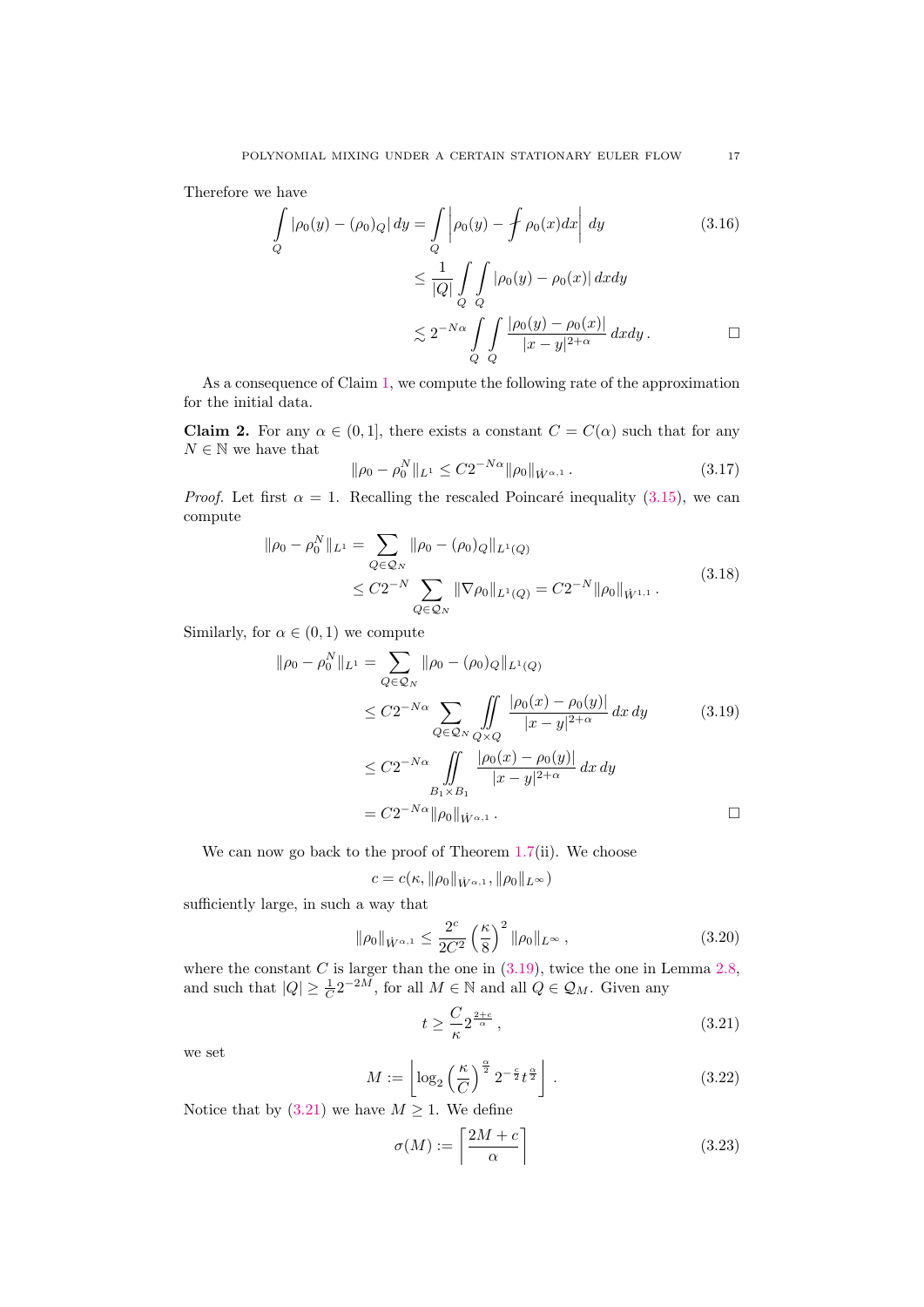Therefore we have

$$
\begin{aligned}
\int_Q |\rho_0(y) - (\rho_0)_Q|\, dy &= \int_Q \left|\rho_0(y) - \fint \rho_0(x) dx\right| \, dy \\
&\le \frac{1}{|Q|} \int_Q \int_Q |\rho_0(y) - \rho_0(x)|\, dx dy \\
&\lesssim 2^{-N\alpha} \int_Q \int_Q \frac{|\rho_0(y) - \rho_0(x)|}{|x-y|^{2+\alpha}}\, dx dy\,.
\end{aligned}
\tag{3.16}
$$

□

As a consequence of Claim 1, we compute the following rate of the approximation for the initial data.

**Claim 2.** For any $\alpha \in (0,1]$, there exists a constant $C = C(\alpha)$ such that for any $N \in \mathbb{N}$ we have that

$$
\|\rho_0 - \rho_0^N\|_{L^1} \le C 2^{-N\alpha} \|\rho_0\|_{\dot{W}^{\alpha,1}}\,.
\tag{3.17}
$$

*Proof.* Let first $\alpha = 1$. Recalling the rescaled Poincaré inequality (3.15), we can compute

$$
\begin{aligned}
\|\rho_0 - \rho_0^N\|_{L^1} &= \sum_{Q \in \mathcal{Q}_N} \|\rho_0 - (\rho_0)_Q\|_{L^1(Q)} \\
&\le C 2^{-N} \sum_{Q \in \mathcal{Q}_N} \|\nabla \rho_0\|_{L^1(Q)} = C 2^{-N} \|\rho_0\|_{\dot{W}^{1,1}}\,.
\end{aligned}
\tag{3.18}
$$

Similarly, for $\alpha \in (0,1)$ we compute

$$
\begin{aligned}
\|\rho_0 - \rho_0^N\|_{L^1} &= \sum_{Q \in \mathcal{Q}_N} \|\rho_0 - (\rho_0)_Q\|_{L^1(Q)} \\
&\le C 2^{-N\alpha} \sum_{Q \in \mathcal{Q}_N} \iint_{Q \times Q} \frac{|\rho_0(x) - \rho_0(y)|}{|x-y|^{2+\alpha}}\, dx\, dy \\
&\le C 2^{-N\alpha} \iint_{B_1 \times B_1} \frac{|\rho_0(x) - \rho_0(y)|}{|x-y|^{2+\alpha}}\, dx\, dy \\
&= C 2^{-N\alpha} \|\rho_0\|_{\dot{W}^{\alpha,1}}\,.
\end{aligned}
\tag{3.19}
$$

□

We can now go back to the proof of Theorem 1.7(ii). We choose

$$
c = c(\kappa, \|\rho_0\|_{\dot{W}^{\alpha,1}}, \|\rho_0\|_{L^\infty})
$$

sufficiently large, in such a way that

$$
\|\rho_0\|_{\dot{W}^{\alpha,1}} \le \frac{2^c}{2C^2} \left(\frac{\kappa}{8}\right)^2 \|\rho_0\|_{L^\infty}\,,
\tag{3.20}
$$

where the constant $C$ is larger than the one in (3.19), twice the one in Lemma 2.8, and such that $|Q| \ge \frac{1}{C} 2^{-2M}$, for all $M \in \mathbb{N}$ and all $Q \in \mathcal{Q}_M$. Given any

$$
t \ge \frac{C}{\kappa} 2^{\frac{2+c}{\alpha}}\,,
\tag{3.21}
$$

we set

$$
M := \left\lfloor \log_2 \left(\frac{\kappa}{C}\right)^{\frac{\alpha}{2}} 2^{-\frac{c}{2}} t^{\frac{\alpha}{2}} \right\rfloor\,.
\tag{3.22}
$$

Notice that by (3.21) we have $M \ge 1$. We define

$$
\sigma(M) := \left\lceil \frac{2M + c}{\alpha} \right\rceil
\tag{3.23}
$$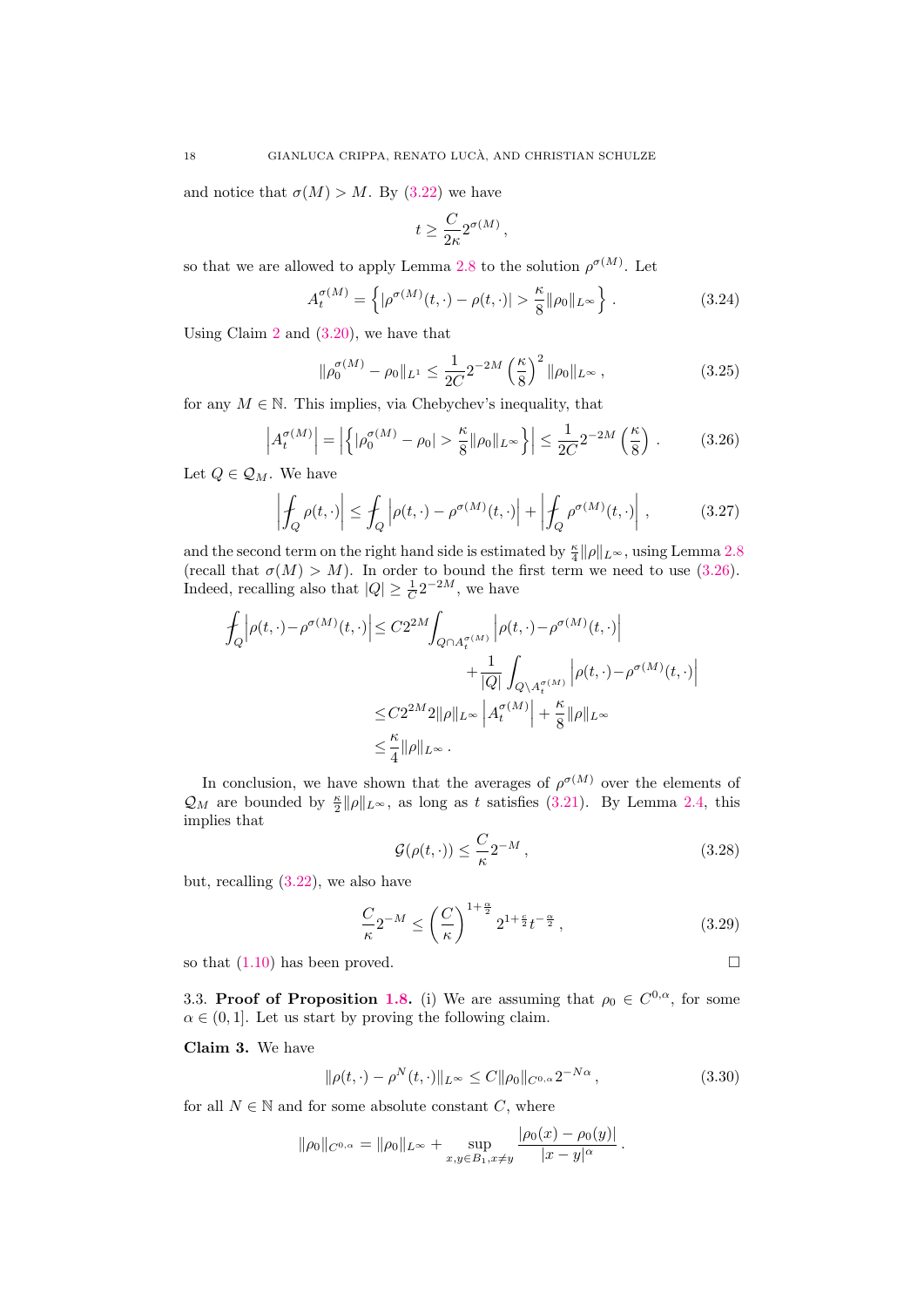and notice that $\sigma(M) > M$. By (3.22) we have

$$t \geq \frac{C}{2\kappa} 2^{\sigma(M)} ,$$

so that we are allowed to apply Lemma 2.8 to the solution $\rho^{\sigma(M)}$. Let

$$A_t^{\sigma(M)} = \left\{ |\rho^{\sigma(M)}(t,\cdot) - \rho(t,\cdot)| > \frac{\kappa}{8} \|\rho_0\|_{L^\infty} \right\} . \tag{3.24}$$

Using Claim 2 and (3.20), we have that

$$\|\rho_0^{\sigma(M)} - \rho_0\|_{L^1} \leq \frac{1}{2C} 2^{-2M} \left(\frac{\kappa}{8}\right)^2 \|\rho_0\|_{L^\infty} , \tag{3.25}$$

for any $M \in \mathbb{N}$. This implies, via Chebychev's inequality, that

$$\left| A_t^{\sigma(M)} \right| = \left| \left\{ |\rho_0^{\sigma(M)} - \rho_0| > \frac{\kappa}{8} \|\rho_0\|_{L^\infty} \right\} \right| \leq \frac{1}{2C} 2^{-2M} \left(\frac{\kappa}{8}\right) . \tag{3.26}$$

Let $Q \in \mathcal{Q}_M$. We have

$$\left| ⨍_Q \rho(t,\cdot) \right| \leq ⨍_Q \left| \rho(t,\cdot) - \rho^{\sigma(M)}(t,\cdot) \right| + \left| ⨍_Q \rho^{\sigma(M)}(t,\cdot) \right| , \tag{3.27}$$

and the second term on the right hand side is estimated by $\frac{\kappa}{4}\|\rho\|_{L^\infty}$, using Lemma 2.8 (recall that $\sigma(M) > M$). In order to bound the first term we need to use (3.26). Indeed, recalling also that $|Q| \geq \frac{1}{C} 2^{-2M}$, we have

$$\begin{aligned}
⨍_Q \left| \rho(t,\cdot) - \rho^{\sigma(M)}(t,\cdot) \right| \leq & \, C 2^{2M} \int_{Q \cap A_t^{\sigma(M)}} \left| \rho(t,\cdot) - \rho^{\sigma(M)}(t,\cdot) \right| \\
& + \frac{1}{|Q|} \int_{Q \setminus A_t^{\sigma(M)}} \left| \rho(t,\cdot) - \rho^{\sigma(M)}(t,\cdot) \right| \\
\leq & \, C 2^{2M} 2 \|\rho\|_{L^\infty} \left| A_t^{\sigma(M)} \right| + \frac{\kappa}{8} \|\rho\|_{L^\infty} \\
\leq & \, \frac{\kappa}{4} \|\rho\|_{L^\infty} .
\end{aligned}$$

In conclusion, we have shown that the averages of $\rho^{\sigma(M)}$ over the elements of $\mathcal{Q}_M$ are bounded by $\frac{\kappa}{2}\|\rho\|_{L^\infty}$, as long as $t$ satisfies (3.21). By Lemma 2.4, this implies that

$$\mathcal{G}(\rho(t,\cdot)) \leq \frac{C}{\kappa} 2^{-M} , \tag{3.28}$$

but, recalling (3.22), we also have

$$\frac{C}{\kappa} 2^{-M} \leq \left(\frac{C}{\kappa}\right)^{1+\frac{\alpha}{2}} 2^{1+\frac{c}{2}} t^{-\frac{\alpha}{2}} , \tag{3.29}$$

so that (1.10) has been proved. $\square$

3.3. **Proof of Proposition 1.8.** (i) We are assuming that $\rho_0 \in C^{0,\alpha}$, for some $\alpha \in (0,1]$. Let us start by proving the following claim.

**Claim 3.** We have

$$\|\rho(t,\cdot) - \rho^N(t,\cdot)\|_{L^\infty} \leq C \|\rho_0\|_{C^{0,\alpha}} 2^{-N\alpha} , \tag{3.30}$$

for all $N \in \mathbb{N}$ and for some absolute constant $C$, where

$$\|\rho_0\|_{C^{0,\alpha}} = \|\rho_0\|_{L^\infty} + \sup_{x,y \in B_1, x \neq y} \frac{|\rho_0(x) - \rho_0(y)|}{|x-y|^\alpha} .$$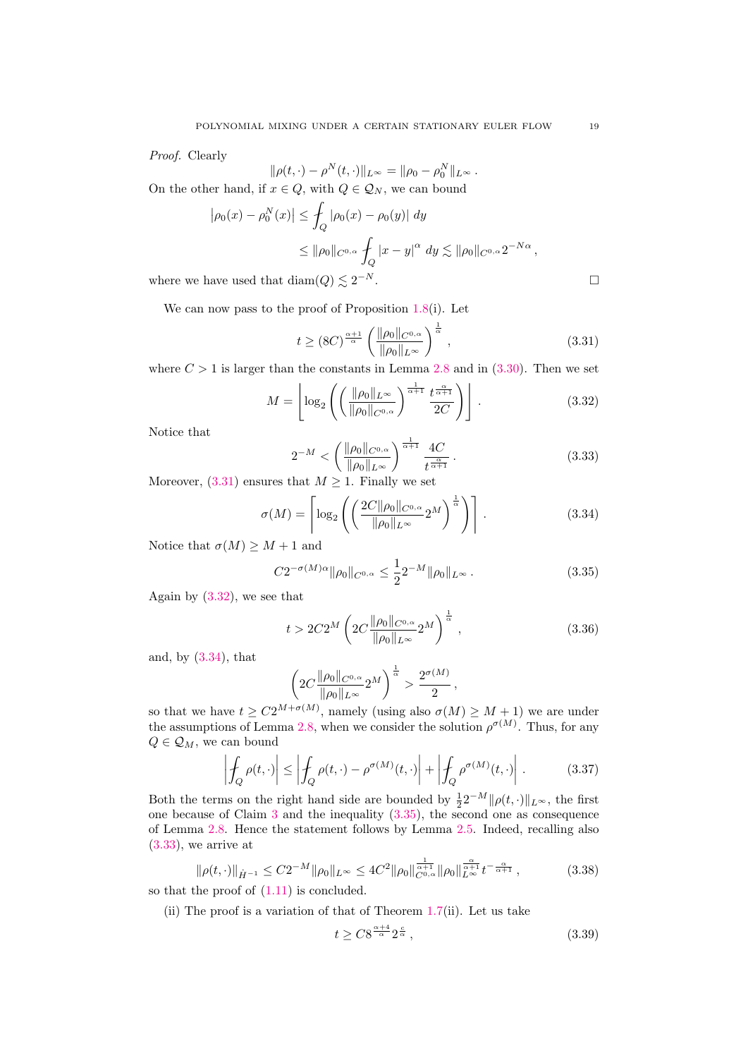*Proof.* Clearly

$$\|\rho(t,\cdot) - \rho^N(t,\cdot)\|_{L^\infty} = \|\rho_0 - \rho_0^N\|_{L^\infty}.$$

On the other hand, if $x \in Q$, with $Q \in \mathcal{Q}_N$, we can bound

$$\begin{aligned}\left|\rho_0(x) - \rho_0^N(x)\right| &\le \fint_Q |\rho_0(x) - \rho_0(y)|\, dy \\ &\le \|\rho_0\|_{C^{0,\alpha}} \fint_Q |x-y|^\alpha\, dy \lesssim \|\rho_0\|_{C^{0,\alpha}} 2^{-N\alpha},\end{aligned}$$

where we have used that $\operatorname{diam}(Q) \lesssim 2^{-N}$. □

We can now pass to the proof of Proposition 1.8(i). Let

$$t \ge (8C)^{\frac{\alpha+1}{\alpha}} \left(\frac{\|\rho_0\|_{C^{0,\alpha}}}{\|\rho_0\|_{L^\infty}}\right)^{\frac{1}{\alpha}}, \tag{3.31}$$

where $C > 1$ is larger than the constants in Lemma 2.8 and in (3.30). Then we set

$$M = \left\lfloor \log_2 \left( \left(\frac{\|\rho_0\|_{L^\infty}}{\|\rho_0\|_{C^{0,\alpha}}}\right)^{\frac{1}{\alpha+1}} \frac{t^{\frac{\alpha}{\alpha+1}}}{2C} \right) \right\rfloor. \tag{3.32}$$

Notice that

$$2^{-M} < \left(\frac{\|\rho_0\|_{C^{0,\alpha}}}{\|\rho_0\|_{L^\infty}}\right)^{\frac{1}{\alpha+1}} \frac{4C}{t^{\frac{\alpha}{\alpha+1}}}. \tag{3.33}$$

Moreover, (3.31) ensures that $M \ge 1$. Finally we set

$$\sigma(M) = \left\lceil \log_2 \left( \left( \frac{2C\|\rho_0\|_{C^{0,\alpha}}}{\|\rho_0\|_{L^\infty}} 2^M \right)^{\frac{1}{\alpha}} \right) \right\rceil. \tag{3.34}$$

Notice that $\sigma(M) \ge M+1$ and

$$C 2^{-\sigma(M)\alpha} \|\rho_0\|_{C^{0,\alpha}} \le \frac{1}{2} 2^{-M} \|\rho_0\|_{L^\infty}. \tag{3.35}$$

Again by (3.32), we see that

$$t > 2C2^M \left( 2C \frac{\|\rho_0\|_{C^{0,\alpha}}}{\|\rho_0\|_{L^\infty}} 2^M \right)^{\frac{1}{\alpha}}, \tag{3.36}$$

and, by (3.34), that

$$\left( 2C \frac{\|\rho_0\|_{C^{0,\alpha}}}{\|\rho_0\|_{L^\infty}} 2^M \right)^{\frac{1}{\alpha}} > \frac{2^{\sigma(M)}}{2},$$

so that we have $t \ge C 2^{M+\sigma(M)}$, namely (using also $\sigma(M) \ge M+1$) we are under the assumptions of Lemma 2.8, when we consider the solution $\rho^{\sigma(M)}$. Thus, for any $Q \in \mathcal{Q}_M$, we can bound

$$\left| \fint_Q \rho(t,\cdot) \right| \le \left| \fint_Q \rho(t,\cdot) - \rho^{\sigma(M)}(t,\cdot) \right| + \left| \fint_Q \rho^{\sigma(M)}(t,\cdot) \right|. \tag{3.37}$$

Both the terms on the right hand side are bounded by $\frac{1}{2} 2^{-M} \|\rho(t,\cdot)\|_{L^\infty}$, the first one because of Claim 3 and the inequality (3.35), the second one as consequence of Lemma 2.8. Hence the statement follows by Lemma 2.5. Indeed, recalling also (3.33), we arrive at

$$\|\rho(t,\cdot)\|_{\dot H^{-1}} \le C 2^{-M} \|\rho_0\|_{L^\infty} \le 4C^2 \|\rho_0\|_{C^{0,\alpha}}^{\frac{1}{\alpha+1}} \|\rho_0\|_{L^\infty}^{\frac{\alpha}{\alpha+1}} t^{-\frac{\alpha}{\alpha+1}}, \tag{3.38}$$

so that the proof of (1.11) is concluded.

(ii) The proof is a variation of that of Theorem 1.7(ii). Let us take

$$t \ge C 8^{\frac{\alpha+4}{\alpha}} 2^{\frac{c}{\alpha}}, \tag{3.39}$$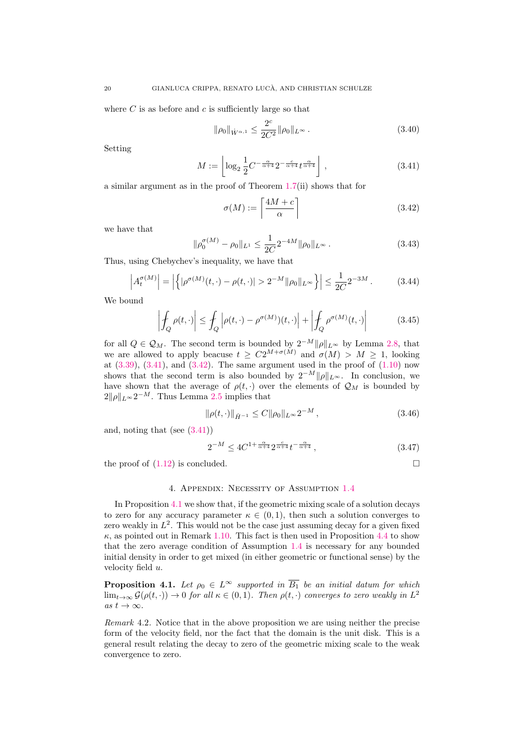where $C$ is as before and $c$ is sufficiently large so that

$$\|\rho_0\|_{\dot{W}^{\alpha,1}} \le \frac{2^c}{2C^2}\|\rho_0\|_{L^\infty} . \tag{3.40}$$

Setting

$$M := \left\lfloor \log_2 \frac{1}{2} C^{-\frac{\alpha}{\alpha+4}} 2^{-\frac{c}{\alpha+4}} t^{\frac{\alpha}{\alpha+4}} \right\rfloor , \tag{3.41}$$

a similar argument as in the proof of Theorem 1.7(ii) shows that for

$$\sigma(M) := \left\lceil \frac{4M+c}{\alpha} \right\rceil \tag{3.42}$$

we have that

$$\|\rho_0^{\sigma(M)} - \rho_0\|_{L^1} \le \frac{1}{2C} 2^{-4M} \|\rho_0\|_{L^\infty} . \tag{3.43}$$

Thus, using Chebychev's inequality, we have that

$$\left|A_t^{\sigma(M)}\right| = \left|\left\{|\rho^{\sigma(M)}(t,\cdot) - \rho(t,\cdot)| > 2^{-M}\|\rho_0\|_{L^\infty}\right\}\right| \le \frac{1}{2C}2^{-3M} . \tag{3.44}$$

We bound

$$\left| ⨍_Q \rho(t,\cdot)\right| \le ⨍_Q \left|\rho(t,\cdot) - \rho^{\sigma(M)})(t,\cdot)\right| + \left|⨍_Q \rho^{\sigma(M)}(t,\cdot)\right| \tag{3.45}$$

for all $Q \in \mathcal{Q}_M$. The second term is bounded by $2^{-M}\|\rho\|_{L^\infty}$ by Lemma 2.8, that we are allowed to apply beacuse $t \ge C2^{M+\sigma(M)}$ and $\sigma(M) > M \ge 1$, looking at (3.39), (3.41), and (3.42). The same argument used in the proof of (1.10) now shows that the second term is also bounded by $2^{-M}\|\rho\|_{L^\infty}$. In conclusion, we have shown that the average of $\rho(t,\cdot)$ over the elements of $\mathcal{Q}_M$ is bounded by $2\|\rho\|_{L^\infty}2^{-M}$. Thus Lemma 2.5 implies that

$$\|\rho(t,\cdot)\|_{\dot{H}^{-1}} \le C\|\rho_0\|_{L^\infty}2^{-M} , \tag{3.46}$$

and, noting that (see (3.41))

$$2^{-M} \le 4C^{1+\frac{\alpha}{\alpha+4}} 2^{\frac{c}{\alpha+4}} t^{-\frac{\alpha}{\alpha+4}} , \tag{3.47}$$

the proof of (1.12) is concluded. □

## 4. Appendix: Necessity of Assumption 1.4

In Proposition 4.1 we show that, if the geometric mixing scale of a solution decays to zero for any accuracy parameter $\kappa \in (0,1)$, then such a solution converges to zero weakly in $L^2$. This would not be the case just assuming decay for a given fixed $\kappa$, as pointed out in Remark 1.10. This fact is then used in Proposition 4.4 to show that the zero average condition of Assumption 1.4 is necessary for any bounded initial density in order to get mixed (in either geometric or functional sense) by the velocity field $u$.

**Proposition 4.1.** *Let $\rho_0 \in L^\infty$ supported in $\overline{B_1}$ be an initial datum for which $\lim_{t\to\infty} \mathcal{G}(\rho(t,\cdot)) \to 0$ for all $\kappa \in (0,1)$. Then $\rho(t,\cdot)$ converges to zero weakly in $L^2$ as $t \to \infty$.*

*Remark* 4.2. Notice that in the above proposition we are using neither the precise form of the velocity field, nor the fact that the domain is the unit disk. This is a general result relating the decay to zero of the geometric mixing scale to the weak convergence to zero.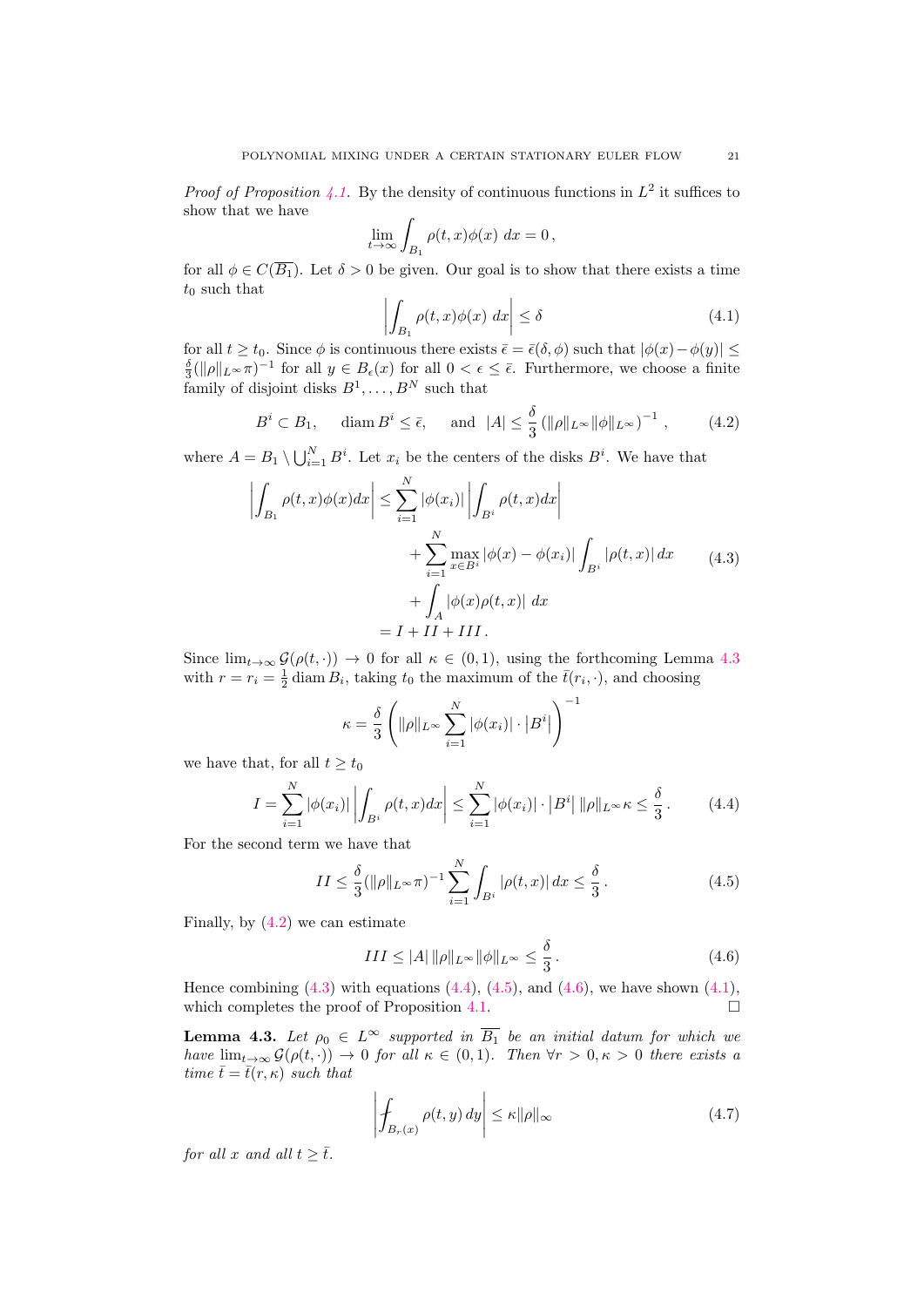*Proof of Proposition 4.1.* By the density of continuous functions in $L^2$ it suffices to show that we have

$$\lim_{t\to\infty} \int_{B_1} \rho(t,x)\phi(x)\ dx = 0\,,$$

for all $\phi \in C(\overline{B_1})$. Let $\delta > 0$ be given. Our goal is to show that there exists a time $t_0$ such that

$$\left| \int_{B_1} \rho(t,x)\phi(x)\ dx \right| \le \delta \tag{4.1}$$

for all $t \ge t_0$. Since $\phi$ is continuous there exists $\bar\epsilon = \bar\epsilon(\delta,\phi)$ such that $|\phi(x)-\phi(y)| \le \frac{\delta}{3}(\|\rho\|_{L^\infty}\pi)^{-1}$ for all $y \in B_\epsilon(x)$ for all $0 < \epsilon \le \bar\epsilon$. Furthermore, we choose a finite family of disjoint disks $B^1,\ldots,B^N$ such that

$$B^i \subset B_1, \qquad \operatorname{diam} B^i \le \bar\epsilon, \qquad \text{and } \ |A| \le \frac{\delta}{3}\left(\|\rho\|_{L^\infty}\|\phi\|_{L^\infty}\right)^{-1}, \tag{4.2}$$

where $A = B_1 \setminus \bigcup_{i=1}^N B^i$. Let $x_i$ be the centers of the disks $B^i$. We have that

$$\begin{aligned}
\left| \int_{B_1} \rho(t,x)\phi(x) dx \right| &\le \sum_{i=1}^N |\phi(x_i)| \left| \int_{B^i} \rho(t,x) dx \right| \\
&\quad + \sum_{i=1}^N \max_{x\in B^i} |\phi(x)-\phi(x_i)| \int_{B^i} |\rho(t,x)|\, dx \\
&\quad + \int_A |\phi(x)\rho(t,x)|\ dx \\
&= I + II + III\,.
\end{aligned} \tag{4.3}$$

Since $\lim_{t\to\infty} \mathcal{G}(\rho(t,\cdot)) \to 0$ for all $\kappa \in (0,1)$, using the forthcoming Lemma 4.3 with $r = r_i = \frac{1}{2}\operatorname{diam} B_i$, taking $t_0$ the maximum of the $\bar t(r_i,\cdot)$, and choosing

$$\kappa = \frac{\delta}{3}\left( \|\rho\|_{L^\infty} \sum_{i=1}^N |\phi(x_i)| \cdot \left|B^i\right| \right)^{-1}$$

we have that, for all $t \ge t_0$

$$I = \sum_{i=1}^N |\phi(x_i)| \left| \int_{B^i} \rho(t,x) dx \right| \le \sum_{i=1}^N |\phi(x_i)| \cdot \left|B^i\right| \|\rho\|_{L^\infty}\kappa \le \frac{\delta}{3}\,. \tag{4.4}$$

For the second term we have that

$$II \le \frac{\delta}{3}(\|\rho\|_{L^\infty}\pi)^{-1} \sum_{i=1}^N \int_{B^i} |\rho(t,x)|\, dx \le \frac{\delta}{3}\,. \tag{4.5}$$

Finally, by (4.2) we can estimate

$$III \le |A|\, \|\rho\|_{L^\infty} \|\phi\|_{L^\infty} \le \frac{\delta}{3}\,. \tag{4.6}$$

Hence combining (4.3) with equations (4.4), (4.5), and (4.6), we have shown (4.1), which completes the proof of Proposition 4.1. $\square$

**Lemma 4.3.** *Let $\rho_0 \in L^\infty$ supported in $\overline{B_1}$ be an initial datum for which we have $\lim_{t\to\infty} \mathcal{G}(\rho(t,\cdot)) \to 0$ for all $\kappa \in (0,1)$. Then $\forall r > 0, \kappa > 0$ there exists a time $\bar t = \bar t(r,\kappa)$ such that*

$$\left| \fint_{B_r(x)} \rho(t,y)\, dy \right| \le \kappa \|\rho\|_\infty \tag{4.7}$$

*for all $x$ and all $t \ge \bar t$.*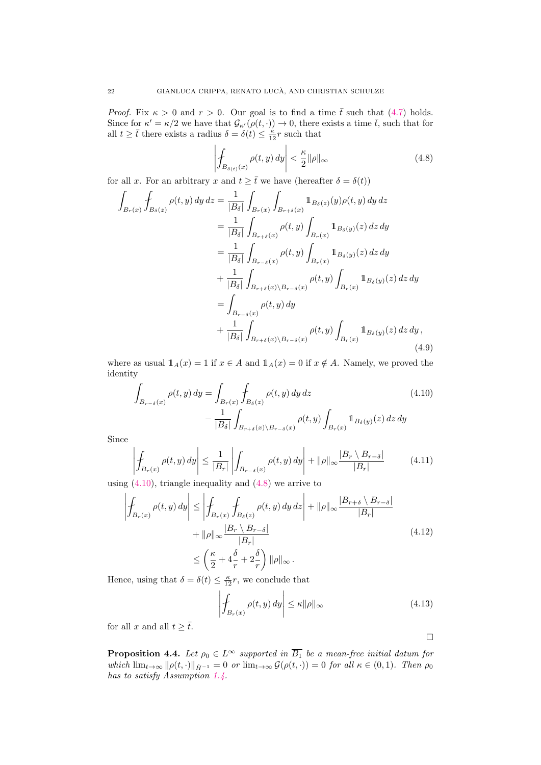*Proof.* Fix $\kappa > 0$ and $r > 0$. Our goal is to find a time $\bar{t}$ such that (4.7) holds. Since for $\kappa' = \kappa/2$ we have that $\mathcal{G}_{\kappa'}(\rho(t,\cdot)) \to 0$, there exists a time $\bar{t}$, such that for all $t \geq \bar{t}$ there exists a radius $\delta = \delta(t) \leq \frac{\kappa}{12} r$ such that

$$\left| \fint_{B_{\delta(t)}(x)} \rho(t,y)\, dy \right| < \frac{\kappa}{2} \|\rho\|_\infty \tag{4.8}$$

for all $x$. For an arbitrary $x$ and $t \geq \bar{t}$ we have (hereafter $\delta = \delta(t)$)

$$\begin{aligned}
\int_{B_r(x)} \fint_{B_\delta(z)} \rho(t,y)\, dy\, dz &= \frac{1}{|B_\delta|} \int_{B_r(x)} \int_{B_{r+\delta}(x)} \mathbb{1}_{B_\delta(z)}(y) \rho(t,y)\, dy\, dz \\
&= \frac{1}{|B_\delta|} \int_{B_{r+\delta}(x)} \rho(t,y) \int_{B_r(x)} \mathbb{1}_{B_\delta(y)}(z)\, dz\, dy \\
&= \frac{1}{|B_\delta|} \int_{B_{r-\delta}(x)} \rho(t,y) \int_{B_r(x)} \mathbb{1}_{B_\delta(y)}(z)\, dz\, dy \\
&\quad + \frac{1}{|B_\delta|} \int_{B_{r+\delta}(x)\setminus B_{r-\delta}(x)} \rho(t,y) \int_{B_r(x)} \mathbb{1}_{B_\delta(y)}(z)\, dz\, dy \\
&= \int_{B_{r-\delta}(x)} \rho(t,y)\, dy \\
&\quad + \frac{1}{|B_\delta|} \int_{B_{r+\delta}(x)\setminus B_{r-\delta}(x)} \rho(t,y) \int_{B_r(x)} \mathbb{1}_{B_\delta(y)}(z)\, dz\, dy\,,
\end{aligned} \tag{4.9}$$

where as usual $\mathbb{1}_A(x) = 1$ if $x \in A$ and $\mathbb{1}_A(x) = 0$ if $x \notin A$. Namely, we proved the identity

$$\begin{aligned}
\int_{B_{r-\delta}(x)} \rho(t,y)\, dy = &\int_{B_r(x)} \fint_{B_\delta(z)} \rho(t,y)\, dy\, dz \\
&- \frac{1}{|B_\delta|} \int_{B_{r+\delta}(x)\setminus B_{r-\delta}(x)} \rho(t,y) \int_{B_r(x)} \mathbb{1}_{B_\delta(y)}(z)\, dz\, dy
\end{aligned} \tag{4.10}$$

Since

$$\left| \fint_{B_r(x)} \rho(t,y)\, dy \right| \leq \frac{1}{|B_r|} \left| \int_{B_{r-\delta}(x)} \rho(t,y)\, dy \right| + \|\rho\|_\infty \frac{|B_r \setminus B_{r-\delta}|}{|B_r|} \tag{4.11}$$

using (4.10), triangle inequality and (4.8) we arrive to

$$\begin{aligned}
\left| \fint_{B_r(x)} \rho(t,y)\, dy \right| &\leq \left| \fint_{B_r(x)} \fint_{B_\delta(z)} \rho(t,y)\, dy\, dz \right| + \|\rho\|_\infty \frac{|B_{r+\delta} \setminus B_{r-\delta}|}{|B_r|} \\
&\quad + \|\rho\|_\infty \frac{|B_r \setminus B_{r-\delta}|}{|B_r|} \\
&\leq \left( \frac{\kappa}{2} + 4\frac{\delta}{r} + 2\frac{\delta}{r} \right) \|\rho\|_\infty\,.
\end{aligned} \tag{4.12}$$

Hence, using that $\delta = \delta(t) \leq \frac{\kappa}{12} r$, we conclude that

$$\left| \fint_{B_r(x)} \rho(t,y)\, dy \right| \leq \kappa \|\rho\|_\infty \tag{4.13}$$

for all $x$ and all $t \geq \bar{t}$. $\square$

**Proposition 4.4.** *Let $\rho_0 \in L^\infty$ supported in $\overline{B_1}$ be a mean-free initial datum for which $\lim_{t\to\infty} \|\rho(t,\cdot)\|_{\dot{H}^{-1}} = 0$ or $\lim_{t\to\infty} \mathcal{G}(\rho(t,\cdot)) = 0$ for all $\kappa \in (0,1)$. Then $\rho_0$ has to satisfy Assumption 1.4.*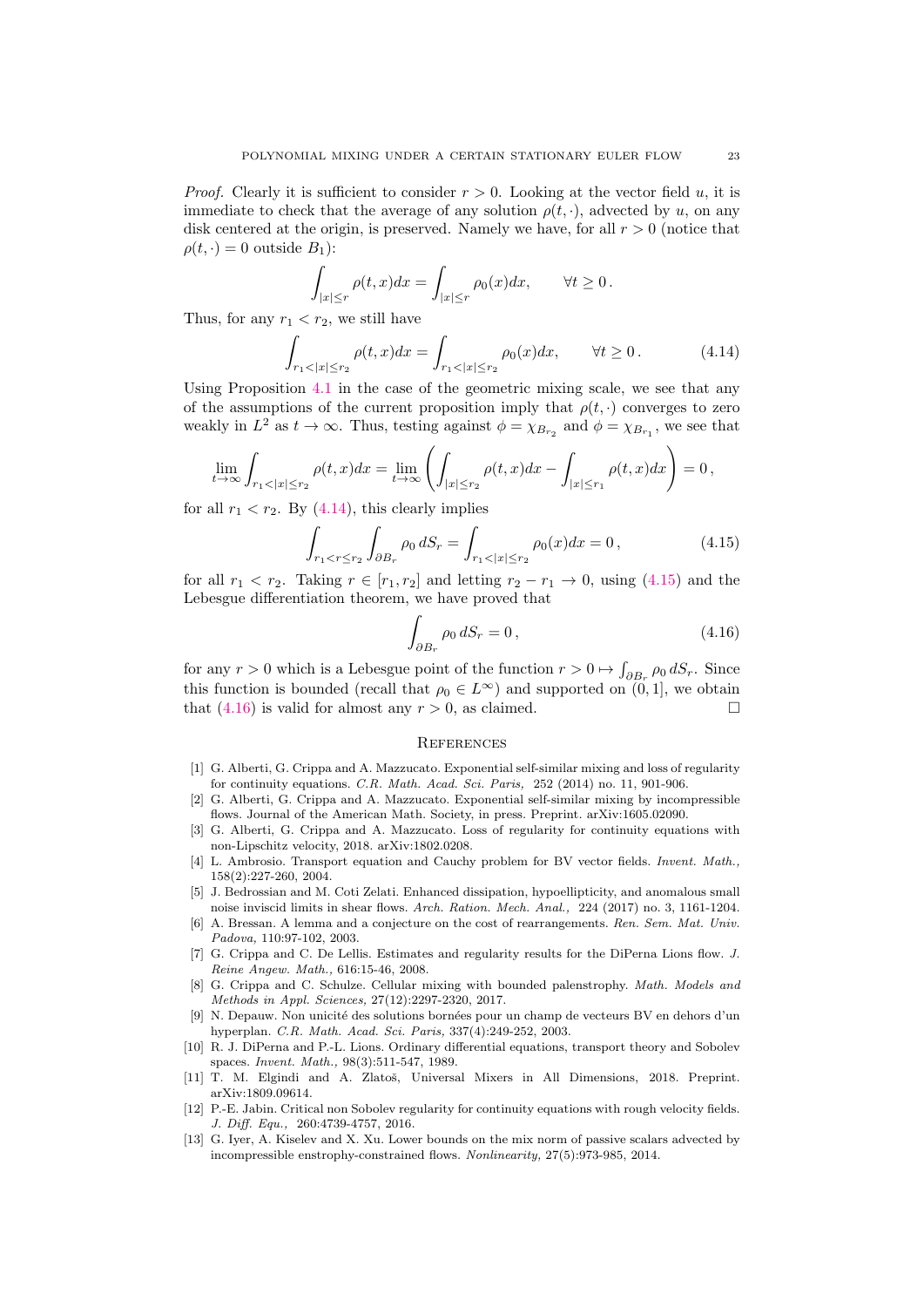*Proof.* Clearly it is sufficient to consider $r > 0$. Looking at the vector field $u$, it is immediate to check that the average of any solution $\rho(t,\cdot)$, advected by $u$, on any disk centered at the origin, is preserved. Namely we have, for all $r > 0$ (notice that $\rho(t,\cdot) = 0$ outside $B_1$):

$$\int_{|x|\le r} \rho(t,x)dx = \int_{|x|\le r} \rho_0(x)dx, \qquad \forall t \ge 0\,.$$

Thus, for any $r_1 < r_2$, we still have

$$\int_{r_1<|x|\le r_2} \rho(t,x)dx = \int_{r_1<|x|\le r_2} \rho_0(x)dx, \qquad \forall t \ge 0\,. \tag{4.14}$$

Using Proposition 4.1 in the case of the geometric mixing scale, we see that any of the assumptions of the current proposition imply that $\rho(t,\cdot)$ converges to zero weakly in $L^2$ as $t \to \infty$. Thus, testing against $\phi = \chi_{B_{r_2}}$ and $\phi = \chi_{B_{r_1}}$, we see that

$$\lim_{t\to\infty} \int_{r_1<|x|\le r_2} \rho(t,x)dx = \lim_{t\to\infty} \left( \int_{|x|\le r_2} \rho(t,x)dx - \int_{|x|\le r_1} \rho(t,x)dx \right) = 0\,,$$

for all $r_1 < r_2$. By (4.14), this clearly implies

$$\int_{r_1<r\le r_2} \int_{\partial B_r} \rho_0 \, dS_r = \int_{r_1<|x|\le r_2} \rho_0(x)dx = 0\,, \tag{4.15}$$

for all $r_1 < r_2$. Taking $r \in [r_1, r_2]$ and letting $r_2 - r_1 \to 0$, using (4.15) and the Lebesgue differentiation theorem, we have proved that

$$\int_{\partial B_r} \rho_0 \, dS_r = 0\,, \tag{4.16}$$

for any $r > 0$ which is a Lebesgue point of the function $r > 0 \mapsto \int_{\partial B_r} \rho_0 \, dS_r$. Since this function is bounded (recall that $\rho_0 \in L^\infty$) and supported on $(0, 1]$, we obtain that (4.16) is valid for almost any $r > 0$, as claimed. □

## References

[1] G. Alberti, G. Crippa and A. Mazzucato. Exponential self-similar mixing and loss of regularity for continuity equations. *C.R. Math. Acad. Sci. Paris,* 252 (2014) no. 11, 901-906.

[2] G. Alberti, G. Crippa and A. Mazzucato. Exponential self-similar mixing by incompressible flows. Journal of the American Math. Society, in press. Preprint. arXiv:1605.02090.

[3] G. Alberti, G. Crippa and A. Mazzucato. Loss of regularity for continuity equations with non-Lipschitz velocity, 2018. arXiv:1802.0208.

[4] L. Ambrosio. Transport equation and Cauchy problem for BV vector fields. *Invent. Math.,* 158(2):227-260, 2004.

[5] J. Bedrossian and M. Coti Zelati. Enhanced dissipation, hypoellipticity, and anomalous small noise inviscid limits in shear flows. *Arch. Ration. Mech. Anal.,* 224 (2017) no. 3, 1161-1204.

[6] A. Bressan. A lemma and a conjecture on the cost of rearrangements. *Ren. Sem. Mat. Univ. Padova,* 110:97-102, 2003.

[7] G. Crippa and C. De Lellis. Estimates and regularity results for the DiPerna Lions flow. *J. Reine Angew. Math.,* 616:15-46, 2008.

[8] G. Crippa and C. Schulze. Cellular mixing with bounded palenstrophy. *Math. Models and Methods in Appl. Sciences,* 27(12):2297-2320, 2017.

[9] N. Depauw. Non unicité des solutions bornées pour un champ de vecteurs BV en dehors d'un hyperplan. *C.R. Math. Acad. Sci. Paris,* 337(4):249-252, 2003.

[10] R. J. DiPerna and P.-L. Lions. Ordinary differential equations, transport theory and Sobolev spaces. *Invent. Math.,* 98(3):511-547, 1989.

[11] T. M. Elgindi and A. Zlatoš, Universal Mixers in All Dimensions, 2018. Preprint. arXiv:1809.09614.

[12] P.-E. Jabin. Critical non Sobolev regularity for continuity equations with rough velocity fields. *J. Diff. Equ.,* 260:4739-4757, 2016.

[13] G. Iyer, A. Kiselev and X. Xu. Lower bounds on the mix norm of passive scalars advected by incompressible enstrophy-constrained flows. *Nonlinearity,* 27(5):973-985, 2014.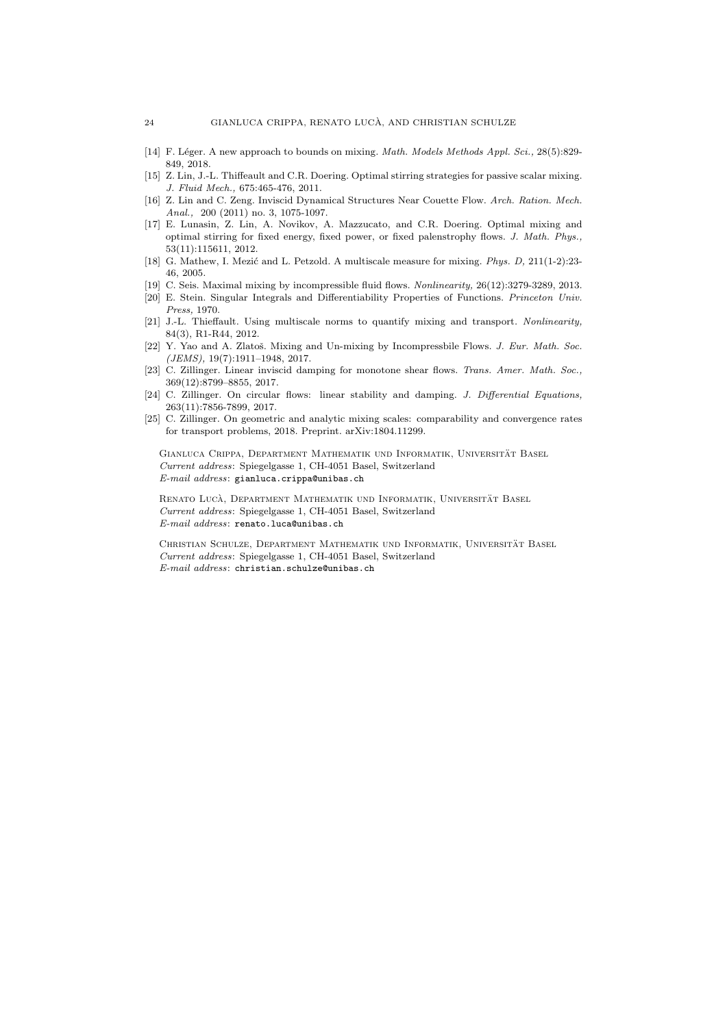[14] F. Léger. A new approach to bounds on mixing. *Math. Models Methods Appl. Sci.,* 28(5):829-849, 2018.

[15] Z. Lin, J.-L. Thiffeault and C.R. Doering. Optimal stirring strategies for passive scalar mixing. *J. Fluid Mech.,* 675:465-476, 2011.

[16] Z. Lin and C. Zeng. Inviscid Dynamical Structures Near Couette Flow. *Arch. Ration. Mech. Anal.,* 200 (2011) no. 3, 1075-1097.

[17] E. Lunasin, Z. Lin, A. Novikov, A. Mazzucato, and C.R. Doering. Optimal mixing and optimal stirring for fixed energy, fixed power, or fixed palenstrophy flows. *J. Math. Phys.,* 53(11):115611, 2012.

[18] G. Mathew, I. Mezić and L. Petzold. A multiscale measure for mixing. *Phys. D,* 211(1-2):23-46, 2005.

[19] C. Seis. Maximal mixing by incompressible fluid flows. *Nonlinearity,* 26(12):3279-3289, 2013.

[20] E. Stein. Singular Integrals and Differentiability Properties of Functions. *Princeton Univ. Press,* 1970.

[21] J.-L. Thieffault. Using multiscale norms to quantify mixing and transport. *Nonlinearity,* 84(3), R1-R44, 2012.

[22] Y. Yao and A. Zlatoš. Mixing and Un-mixing by Incompressbile Flows. *J. Eur. Math. Soc. (JEMS),* 19(7):1911–1948, 2017.

[23] C. Zillinger. Linear inviscid damping for monotone shear flows. *Trans. Amer. Math. Soc.,* 369(12):8799–8855, 2017.

[24] C. Zillinger. On circular flows: linear stability and damping. *J. Differential Equations,* 263(11):7856-7899, 2017.

[25] C. Zillinger. On geometric and analytic mixing scales: comparability and convergence rates for transport problems, 2018. Preprint. arXiv:1804.11299.

Gianluca Crippa, Department Mathematik und Informatik, Universität Basel
*Current address*: Spiegelgasse 1, CH-4051 Basel, Switzerland
*E-mail address*: `gianluca.crippa@unibas.ch`

Renato Lucà, Department Mathematik und Informatik, Universität Basel
*Current address*: Spiegelgasse 1, CH-4051 Basel, Switzerland
*E-mail address*: `renato.luca@unibas.ch`

Christian Schulze, Department Mathematik und Informatik, Universität Basel
*Current address*: Spiegelgasse 1, CH-4051 Basel, Switzerland
*E-mail address*: `christian.schulze@unibas.ch`